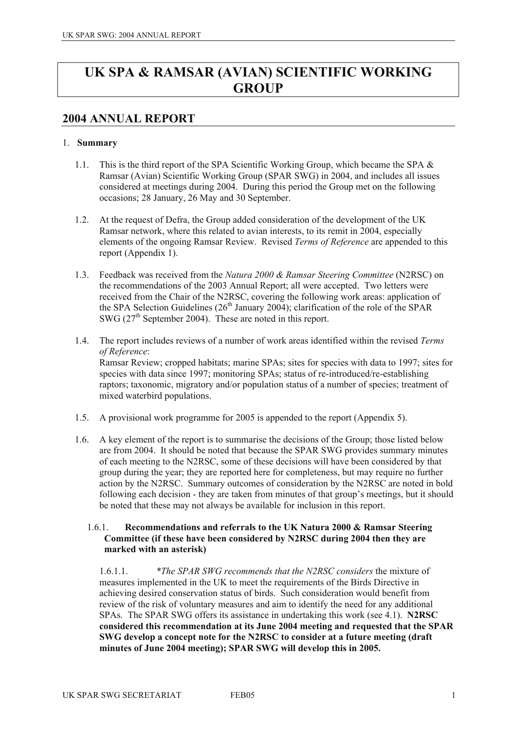# UK SPA & RAMSAR (AVIAN) SCIENTIFIC WORKING GROUP

## 2004 ANNUAL REPORT

1. **Summary**

   1.1. This is the third report of the SPA Scientific Working Group, which became the SPA & Ramsar (Avian) Scientific Working Group (SPAR SWG) in 2004, and includes all issues considered at meetings during 2004. During this period the Group met on the following occasions; 28 January, 26 May and 30 September.

   1.2. At the request of Defra, the Group added consideration of the development of the UK Ramsar network, where this related to avian interests, to its remit in 2004, especially elements of the ongoing Ramsar Review. Revised *Terms of Reference* are appended to this report (Appendix 1).

   1.3. Feedback was received from the *Natura 2000 & Ramsar Steering Committee* (N2RSC) on the recommendations of the 2003 Annual Report; all were accepted. Two letters were received from the Chair of the N2RSC, covering the following work areas: application of the SPA Selection Guidelines (26th January 2004); clarification of the role of the SPAR SWG (27th September 2004). These are noted in this report.

   1.4. The report includes reviews of a number of work areas identified within the revised *Terms of Reference*:
   Ramsar Review; cropped habitats; marine SPAs; sites for species with data to 1997; sites for species with data since 1997; monitoring SPAs; status of re-introduced/re-establishing raptors; taxonomic, migratory and/or population status of a number of species; treatment of mixed waterbird populations.

   1.5. A provisional work programme for 2005 is appended to the report (Appendix 5).

   1.6. A key element of the report is to summarise the decisions of the Group; those listed below are from 2004. It should be noted that because the SPAR SWG provides summary minutes of each meeting to the N2RSC, some of these decisions will have been considered by that group during the year; they are reported here for completeness, but may require no further action by the N2RSC. Summary outcomes of consideration by the N2RSC are noted in bold following each decision - they are taken from minutes of that group's meetings, but it should be noted that these may not always be available for inclusion in this report.

      1.6.1. **Recommendations and referrals to the UK Natura 2000 & Ramsar Steering Committee (if these have been considered by N2RSC during 2004 then they are marked with an asterisk)**

         1.6.1.1. **The SPAR SWG recommends that the N2RSC considers* the mixture of measures implemented in the UK to meet the requirements of the Birds Directive in achieving desired conservation status of birds. Such consideration would benefit from review of the risk of voluntary measures and aim to identify the need for any additional SPAs. The SPAR SWG offers its assistance in undertaking this work (see 4.1). **N2RSC considered this recommendation at its June 2004 meeting and requested that the SPAR SWG develop a concept note for the N2RSC to consider at a future meeting (draft minutes of June 2004 meeting); SPAR SWG will develop this in 2005.**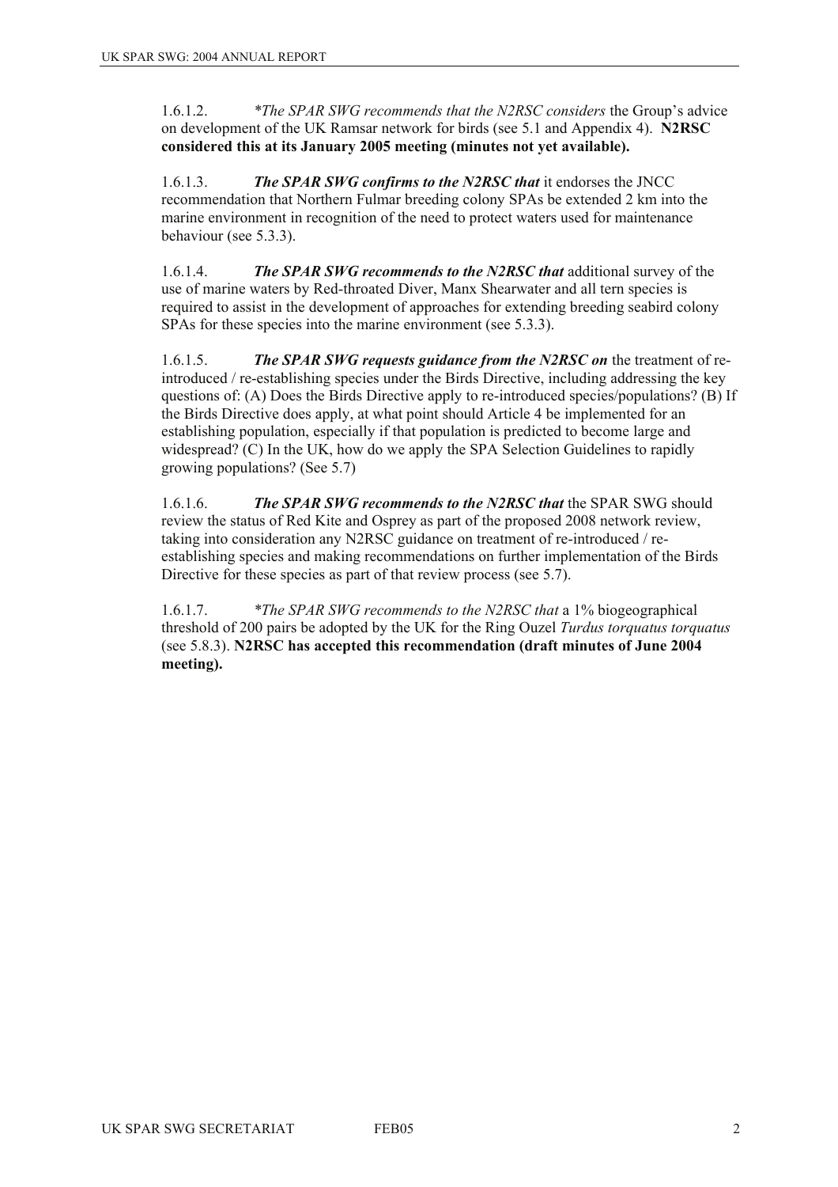1.6.1.2. **The SPAR SWG recommends that the N2RSC considers* the Group's advice on development of the UK Ramsar network for birds (see 5.1 and Appendix 4). **N2RSC considered this at its January 2005 meeting (minutes not yet available).**

1.6.1.3. ***The SPAR SWG confirms to the N2RSC that*** it endorses the JNCC recommendation that Northern Fulmar breeding colony SPAs be extended 2 km into the marine environment in recognition of the need to protect waters used for maintenance behaviour (see 5.3.3).

1.6.1.4. ***The SPAR SWG recommends to the N2RSC that*** additional survey of the use of marine waters by Red-throated Diver, Manx Shearwater and all tern species is required to assist in the development of approaches for extending breeding seabird colony SPAs for these species into the marine environment (see 5.3.3).

1.6.1.5. ***The SPAR SWG requests guidance from the N2RSC on*** the treatment of re-introduced / re-establishing species under the Birds Directive, including addressing the key questions of: (A) Does the Birds Directive apply to re-introduced species/populations? (B) If the Birds Directive does apply, at what point should Article 4 be implemented for an establishing population, especially if that population is predicted to become large and widespread? (C) In the UK, how do we apply the SPA Selection Guidelines to rapidly growing populations? (See 5.7)

1.6.1.6. ***The SPAR SWG recommends to the N2RSC that*** the SPAR SWG should review the status of Red Kite and Osprey as part of the proposed 2008 network review, taking into consideration any N2RSC guidance on treatment of re-introduced / re-establishing species and making recommendations on further implementation of the Birds Directive for these species as part of that review process (see 5.7).

1.6.1.7. **The SPAR SWG recommends to the N2RSC that* a 1% biogeographical threshold of 200 pairs be adopted by the UK for the Ring Ouzel *Turdus torquatus torquatus* (see 5.8.3). **N2RSC has accepted this recommendation (draft minutes of June 2004 meeting).**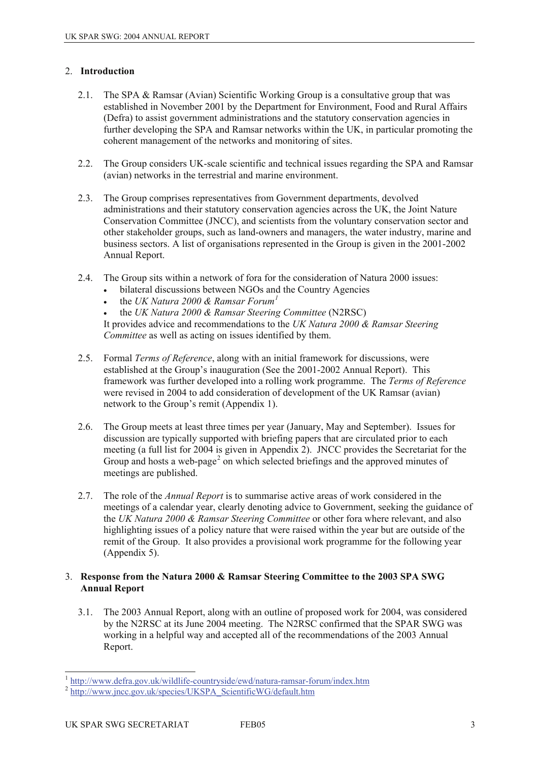## 2. Introduction

2.1. The SPA & Ramsar (Avian) Scientific Working Group is a consultative group that was established in November 2001 by the Department for Environment, Food and Rural Affairs (Defra) to assist government administrations and the statutory conservation agencies in further developing the SPA and Ramsar networks within the UK, in particular promoting the coherent management of the networks and monitoring of sites.

2.2. The Group considers UK-scale scientific and technical issues regarding the SPA and Ramsar (avian) networks in the terrestrial and marine environment.

2.3. The Group comprises representatives from Government departments, devolved administrations and their statutory conservation agencies across the UK, the Joint Nature Conservation Committee (JNCC), and scientists from the voluntary conservation sector and other stakeholder groups, such as land-owners and managers, the water industry, marine and business sectors. A list of organisations represented in the Group is given in the 2001-2002 Annual Report.

2.4. The Group sits within a network of fora for the consideration of Natura 2000 issues:

- bilateral discussions between NGOs and the Country Agencies
- the *UK Natura 2000 & Ramsar Forum*[1]
- the *UK Natura 2000 & Ramsar Steering Committee* (N2RSC)

It provides advice and recommendations to the *UK Natura 2000 & Ramsar Steering Committee* as well as acting on issues identified by them.

2.5. Formal *Terms of Reference*, along with an initial framework for discussions, were established at the Group's inauguration (See the 2001-2002 Annual Report). This framework was further developed into a rolling work programme. The *Terms of Reference* were revised in 2004 to add consideration of development of the UK Ramsar (avian) network to the Group's remit (Appendix 1).

2.6. The Group meets at least three times per year (January, May and September). Issues for discussion are typically supported with briefing papers that are circulated prior to each meeting (a full list for 2004 is given in Appendix 2). JNCC provides the Secretariat for the Group and hosts a web-page[2] on which selected briefings and the approved minutes of meetings are published.

2.7. The role of the *Annual Report* is to summarise active areas of work considered in the meetings of a calendar year, clearly denoting advice to Government, seeking the guidance of the *UK Natura 2000 & Ramsar Steering Committee* or other fora where relevant, and also highlighting issues of a policy nature that were raised within the year but are outside of the remit of the Group. It also provides a provisional work programme for the following year (Appendix 5).

## 3. Response from the Natura 2000 & Ramsar Steering Committee to the 2003 SPA SWG Annual Report

3.1. The 2003 Annual Report, along with an outline of proposed work for 2004, was considered by the N2RSC at its June 2004 meeting. The N2RSC confirmed that the SPAR SWG was working in a helpful way and accepted all of the recommendations of the 2003 Annual Report.

---

[1] http://www.defra.gov.uk/wildlife-countryside/ewd/natura-ramsar-forum/index.htm

[2] http://www.jncc.gov.uk/species/UKSPA_ScientificWG/default.htm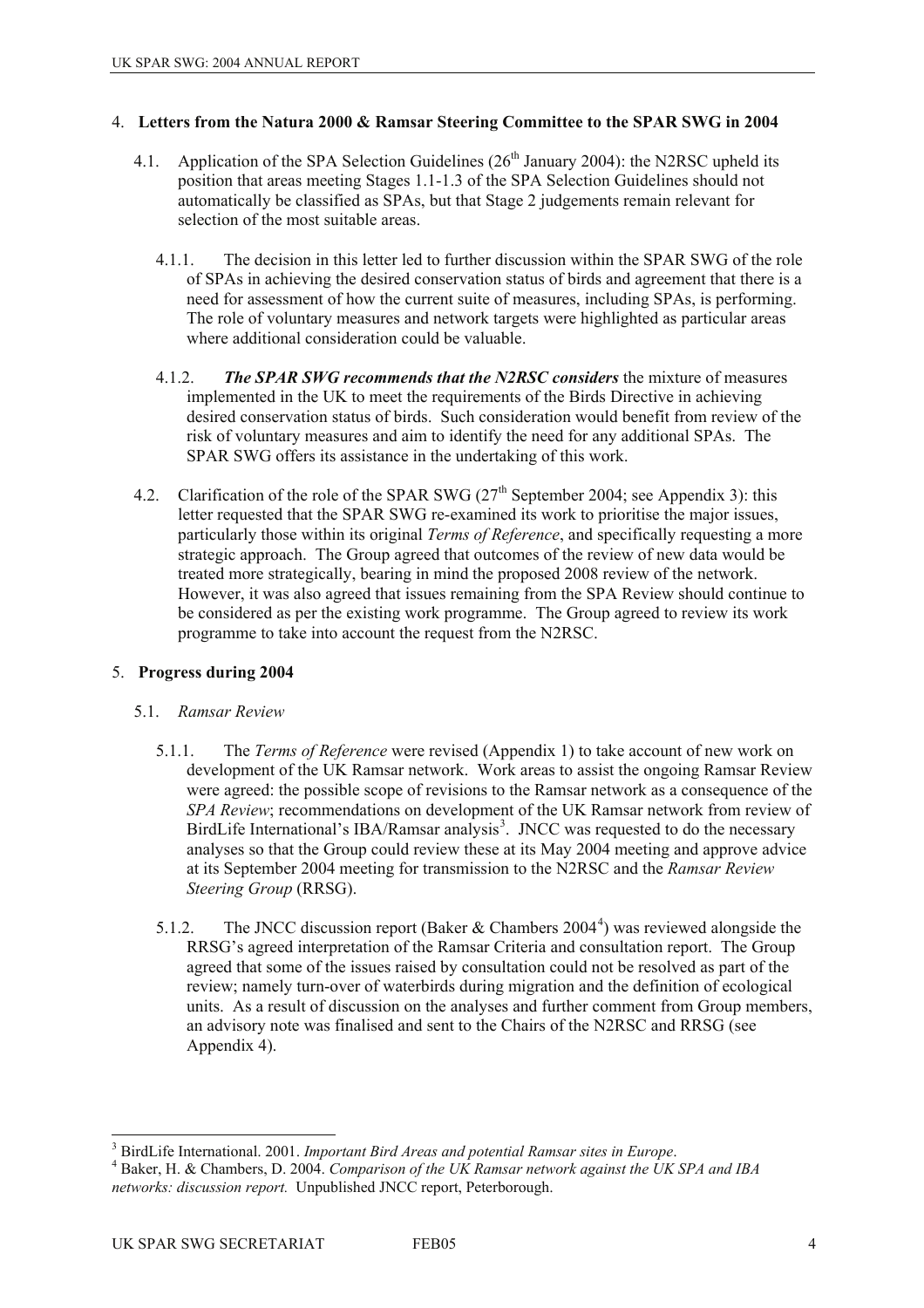## 4. Letters from the Natura 2000 & Ramsar Steering Committee to the SPAR SWG in 2004

4.1. Application of the SPA Selection Guidelines (26th January 2004): the N2RSC upheld its position that areas meeting Stages 1.1-1.3 of the SPA Selection Guidelines should not automatically be classified as SPAs, but that Stage 2 judgements remain relevant for selection of the most suitable areas.

4.1.1. The decision in this letter led to further discussion within the SPAR SWG of the role of SPAs in achieving the desired conservation status of birds and agreement that there is a need for assessment of how the current suite of measures, including SPAs, is performing. The role of voluntary measures and network targets were highlighted as particular areas where additional consideration could be valuable.

4.1.2. ***The SPAR SWG recommends that the N2RSC considers*** the mixture of measures implemented in the UK to meet the requirements of the Birds Directive in achieving desired conservation status of birds. Such consideration would benefit from review of the risk of voluntary measures and aim to identify the need for any additional SPAs. The SPAR SWG offers its assistance in the undertaking of this work.

4.2. Clarification of the role of the SPAR SWG (27th September 2004; see Appendix 3): this letter requested that the SPAR SWG re-examined its work to prioritise the major issues, particularly those within its original *Terms of Reference*, and specifically requesting a more strategic approach. The Group agreed that outcomes of the review of new data would be treated more strategically, bearing in mind the proposed 2008 review of the network. However, it was also agreed that issues remaining from the SPA Review should continue to be considered as per the existing work programme. The Group agreed to review its work programme to take into account the request from the N2RSC.

## 5. Progress during 2004

### 5.1. *Ramsar Review*

5.1.1. The *Terms of Reference* were revised (Appendix 1) to take account of new work on development of the UK Ramsar network. Work areas to assist the ongoing Ramsar Review were agreed: the possible scope of revisions to the Ramsar network as a consequence of the *SPA Review*; recommendations on development of the UK Ramsar network from review of BirdLife International's IBA/Ramsar analysis[3]. JNCC was requested to do the necessary analyses so that the Group could review these at its May 2004 meeting and approve advice at its September 2004 meeting for transmission to the N2RSC and the *Ramsar Review Steering Group* (RRSG).

5.1.2. The JNCC discussion report (Baker & Chambers 2004[4]) was reviewed alongside the RRSG's agreed interpretation of the Ramsar Criteria and consultation report. The Group agreed that some of the issues raised by consultation could not be resolved as part of the review; namely turn-over of waterbirds during migration and the definition of ecological units. As a result of discussion on the analyses and further comment from Group members, an advisory note was finalised and sent to the Chairs of the N2RSC and RRSG (see Appendix 4).

---

[3] BirdLife International. 2001. *Important Bird Areas and potential Ramsar sites in Europe*.

[4] Baker, H. & Chambers, D. 2004. *Comparison of the UK Ramsar network against the UK SPA and IBA networks: discussion report.* Unpublished JNCC report, Peterborough.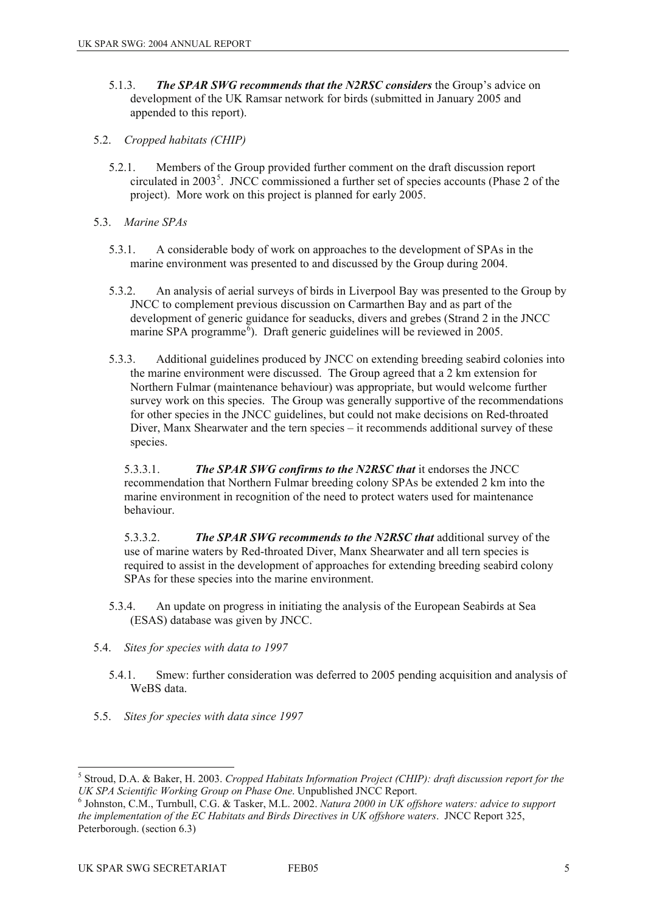5.1.3. ***The SPAR SWG recommends that the N2RSC considers*** the Group's advice on development of the UK Ramsar network for birds (submitted in January 2005 and appended to this report).

5.2. *Cropped habitats (CHIP)*

5.2.1. Members of the Group provided further comment on the draft discussion report circulated in 2003[5]. JNCC commissioned a further set of species accounts (Phase 2 of the project). More work on this project is planned for early 2005.

5.3. *Marine SPAs*

5.3.1. A considerable body of work on approaches to the development of SPAs in the marine environment was presented to and discussed by the Group during 2004.

5.3.2. An analysis of aerial surveys of birds in Liverpool Bay was presented to the Group by JNCC to complement previous discussion on Carmarthen Bay and as part of the development of generic guidance for seaducks, divers and grebes (Strand 2 in the JNCC marine SPA programme[6]). Draft generic guidelines will be reviewed in 2005.

5.3.3. Additional guidelines produced by JNCC on extending breeding seabird colonies into the marine environment were discussed. The Group agreed that a 2 km extension for Northern Fulmar (maintenance behaviour) was appropriate, but would welcome further survey work on this species. The Group was generally supportive of the recommendations for other species in the JNCC guidelines, but could not make decisions on Red-throated Diver, Manx Shearwater and the tern species – it recommends additional survey of these species.

5.3.3.1. ***The SPAR SWG confirms to the N2RSC that*** it endorses the JNCC recommendation that Northern Fulmar breeding colony SPAs be extended 2 km into the marine environment in recognition of the need to protect waters used for maintenance behaviour.

5.3.3.2. ***The SPAR SWG recommends to the N2RSC that*** additional survey of the use of marine waters by Red-throated Diver, Manx Shearwater and all tern species is required to assist in the development of approaches for extending breeding seabird colony SPAs for these species into the marine environment.

5.3.4. An update on progress in initiating the analysis of the European Seabirds at Sea (ESAS) database was given by JNCC.

5.4. *Sites for species with data to 1997*

5.4.1. Smew: further consideration was deferred to 2005 pending acquisition and analysis of WeBS data.

5.5. *Sites for species with data since 1997*

---

[5] Stroud, D.A. & Baker, H. 2003. *Cropped Habitats Information Project (CHIP): draft discussion report for the UK SPA Scientific Working Group on Phase One*. Unpublished JNCC Report.

[6] Johnston, C.M., Turnbull, C.G. & Tasker, M.L. 2002. *Natura 2000 in UK offshore waters: advice to support the implementation of the EC Habitats and Birds Directives in UK offshore waters*. JNCC Report 325, Peterborough. (section 6.3)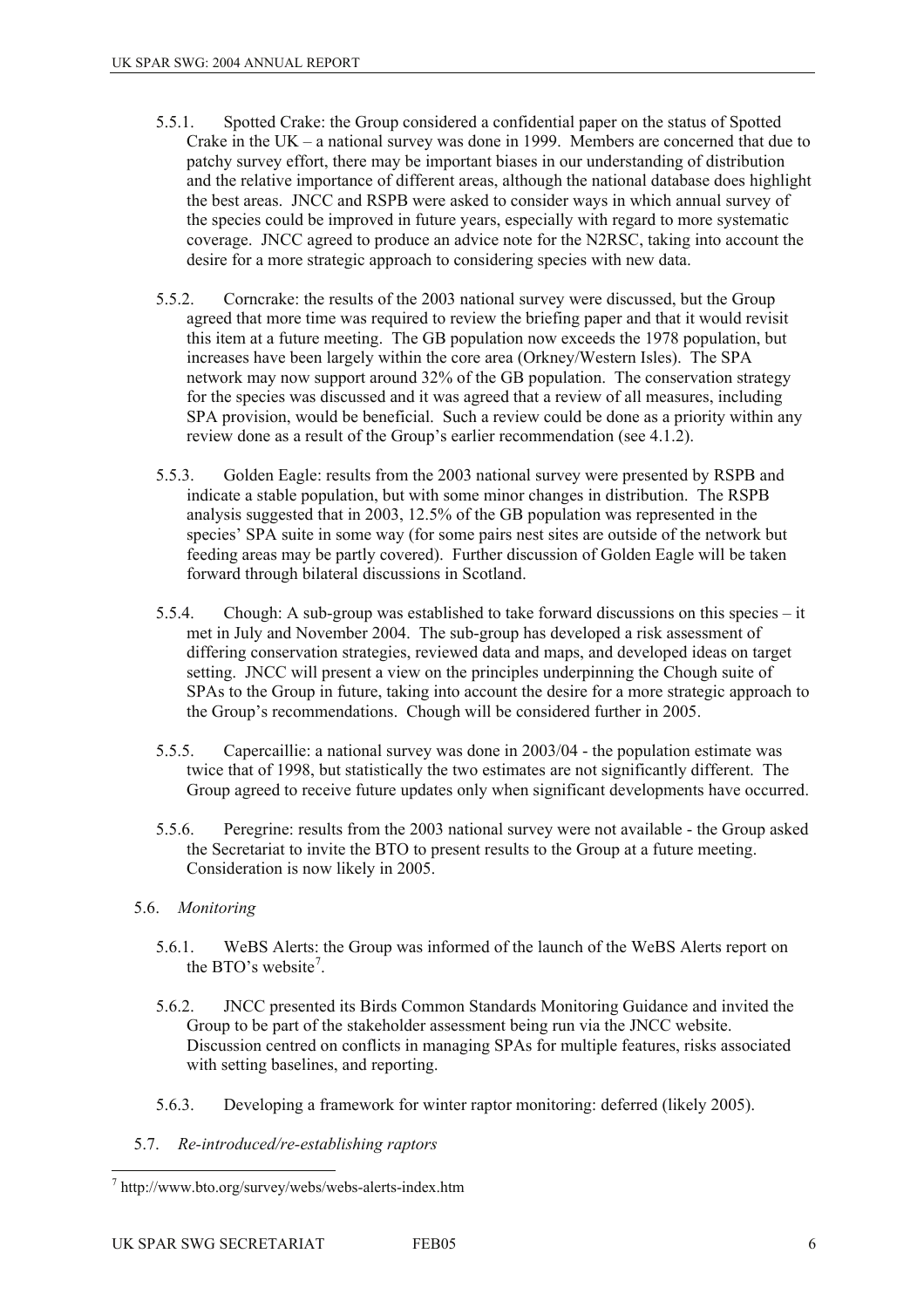5.5.1. Spotted Crake: the Group considered a confidential paper on the status of Spotted Crake in the UK – a national survey was done in 1999. Members are concerned that due to patchy survey effort, there may be important biases in our understanding of distribution and the relative importance of different areas, although the national database does highlight the best areas. JNCC and RSPB were asked to consider ways in which annual survey of the species could be improved in future years, especially with regard to more systematic coverage. JNCC agreed to produce an advice note for the N2RSC, taking into account the desire for a more strategic approach to considering species with new data.

5.5.2. Corncrake: the results of the 2003 national survey were discussed, but the Group agreed that more time was required to review the briefing paper and that it would revisit this item at a future meeting. The GB population now exceeds the 1978 population, but increases have been largely within the core area (Orkney/Western Isles). The SPA network may now support around 32% of the GB population. The conservation strategy for the species was discussed and it was agreed that a review of all measures, including SPA provision, would be beneficial. Such a review could be done as a priority within any review done as a result of the Group's earlier recommendation (see 4.1.2).

5.5.3. Golden Eagle: results from the 2003 national survey were presented by RSPB and indicate a stable population, but with some minor changes in distribution. The RSPB analysis suggested that in 2003, 12.5% of the GB population was represented in the species' SPA suite in some way (for some pairs nest sites are outside of the network but feeding areas may be partly covered). Further discussion of Golden Eagle will be taken forward through bilateral discussions in Scotland.

5.5.4. Chough: A sub-group was established to take forward discussions on this species – it met in July and November 2004. The sub-group has developed a risk assessment of differing conservation strategies, reviewed data and maps, and developed ideas on target setting. JNCC will present a view on the principles underpinning the Chough suite of SPAs to the Group in future, taking into account the desire for a more strategic approach to the Group's recommendations. Chough will be considered further in 2005.

5.5.5. Capercaillie: a national survey was done in 2003/04 - the population estimate was twice that of 1998, but statistically the two estimates are not significantly different. The Group agreed to receive future updates only when significant developments have occurred.

5.5.6. Peregrine: results from the 2003 national survey were not available - the Group asked the Secretariat to invite the BTO to present results to the Group at a future meeting. Consideration is now likely in 2005.

5.6. *Monitoring*

5.6.1. WeBS Alerts: the Group was informed of the launch of the WeBS Alerts report on the BTO's website[7].

5.6.2. JNCC presented its Birds Common Standards Monitoring Guidance and invited the Group to be part of the stakeholder assessment being run via the JNCC website. Discussion centred on conflicts in managing SPAs for multiple features, risks associated with setting baselines, and reporting.

5.6.3. Developing a framework for winter raptor monitoring: deferred (likely 2005).

5.7. *Re-introduced/re-establishing raptors*

[7] http://www.bto.org/survey/webs/webs-alerts-index.htm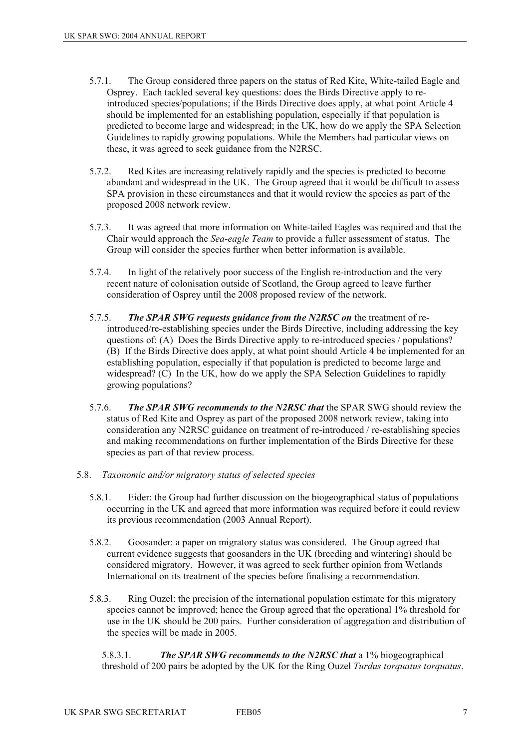5.7.1. The Group considered three papers on the status of Red Kite, White-tailed Eagle and Osprey. Each tackled several key questions: does the Birds Directive apply to re-introduced species/populations; if the Birds Directive does apply, at what point Article 4 should be implemented for an establishing population, especially if that population is predicted to become large and widespread; in the UK, how do we apply the SPA Selection Guidelines to rapidly growing populations. While the Members had particular views on these, it was agreed to seek guidance from the N2RSC.

5.7.2. Red Kites are increasing relatively rapidly and the species is predicted to become abundant and widespread in the UK. The Group agreed that it would be difficult to assess SPA provision in these circumstances and that it would review the species as part of the proposed 2008 network review.

5.7.3. It was agreed that more information on White-tailed Eagles was required and that the Chair would approach the *Sea-eagle Team* to provide a fuller assessment of status. The Group will consider the species further when better information is available.

5.7.4. In light of the relatively poor success of the English re-introduction and the very recent nature of colonisation outside of Scotland, the Group agreed to leave further consideration of Osprey until the 2008 proposed review of the network.

5.7.5. ***The SPAR SWG requests guidance from the N2RSC on*** the treatment of re-introduced/re-establishing species under the Birds Directive, including addressing the key questions of: (A) Does the Birds Directive apply to re-introduced species / populations? (B) If the Birds Directive does apply, at what point should Article 4 be implemented for an establishing population, especially if that population is predicted to become large and widespread? (C) In the UK, how do we apply the SPA Selection Guidelines to rapidly growing populations?

5.7.6. ***The SPAR SWG recommends to the N2RSC that*** the SPAR SWG should review the status of Red Kite and Osprey as part of the proposed 2008 network review, taking into consideration any N2RSC guidance on treatment of re-introduced / re-establishing species and making recommendations on further implementation of the Birds Directive for these species as part of that review process.

5.8. *Taxonomic and/or migratory status of selected species*

5.8.1. Eider: the Group had further discussion on the biogeographical status of populations occurring in the UK and agreed that more information was required before it could review its previous recommendation (2003 Annual Report).

5.8.2. Goosander: a paper on migratory status was considered. The Group agreed that current evidence suggests that goosanders in the UK (breeding and wintering) should be considered migratory. However, it was agreed to seek further opinion from Wetlands International on its treatment of the species before finalising a recommendation.

5.8.3. Ring Ouzel: the precision of the international population estimate for this migratory species cannot be improved; hence the Group agreed that the operational 1% threshold for use in the UK should be 200 pairs. Further consideration of aggregation and distribution of the species will be made in 2005.

5.8.3.1. ***The SPAR SWG recommends to the N2RSC that*** a 1% biogeographical threshold of 200 pairs be adopted by the UK for the Ring Ouzel *Turdus torquatus torquatus*.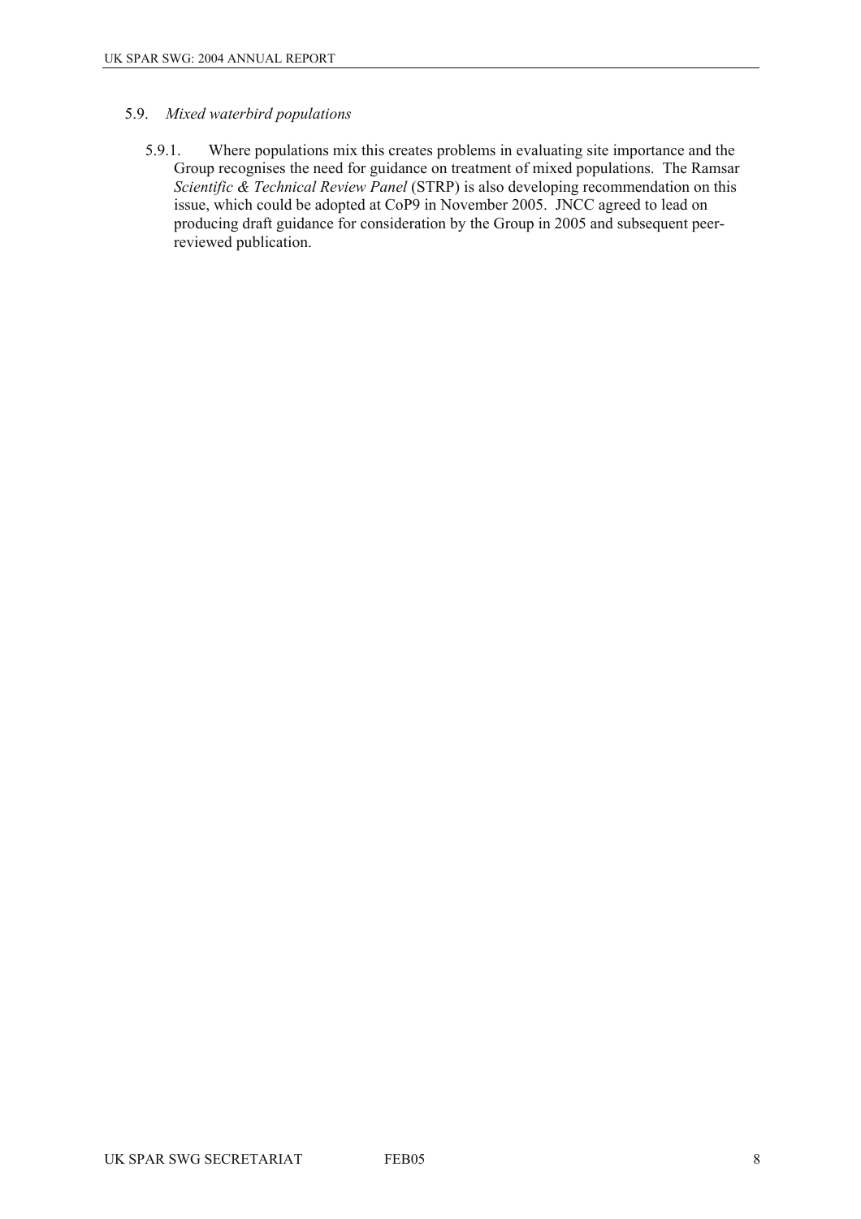### 5.9. *Mixed waterbird populations*

5.9.1. Where populations mix this creates problems in evaluating site importance and the Group recognises the need for guidance on treatment of mixed populations. The Ramsar *Scientific & Technical Review Panel* (STRP) is also developing recommendation on this issue, which could be adopted at CoP9 in November 2005. JNCC agreed to lead on producing draft guidance for consideration by the Group in 2005 and subsequent peer-reviewed publication.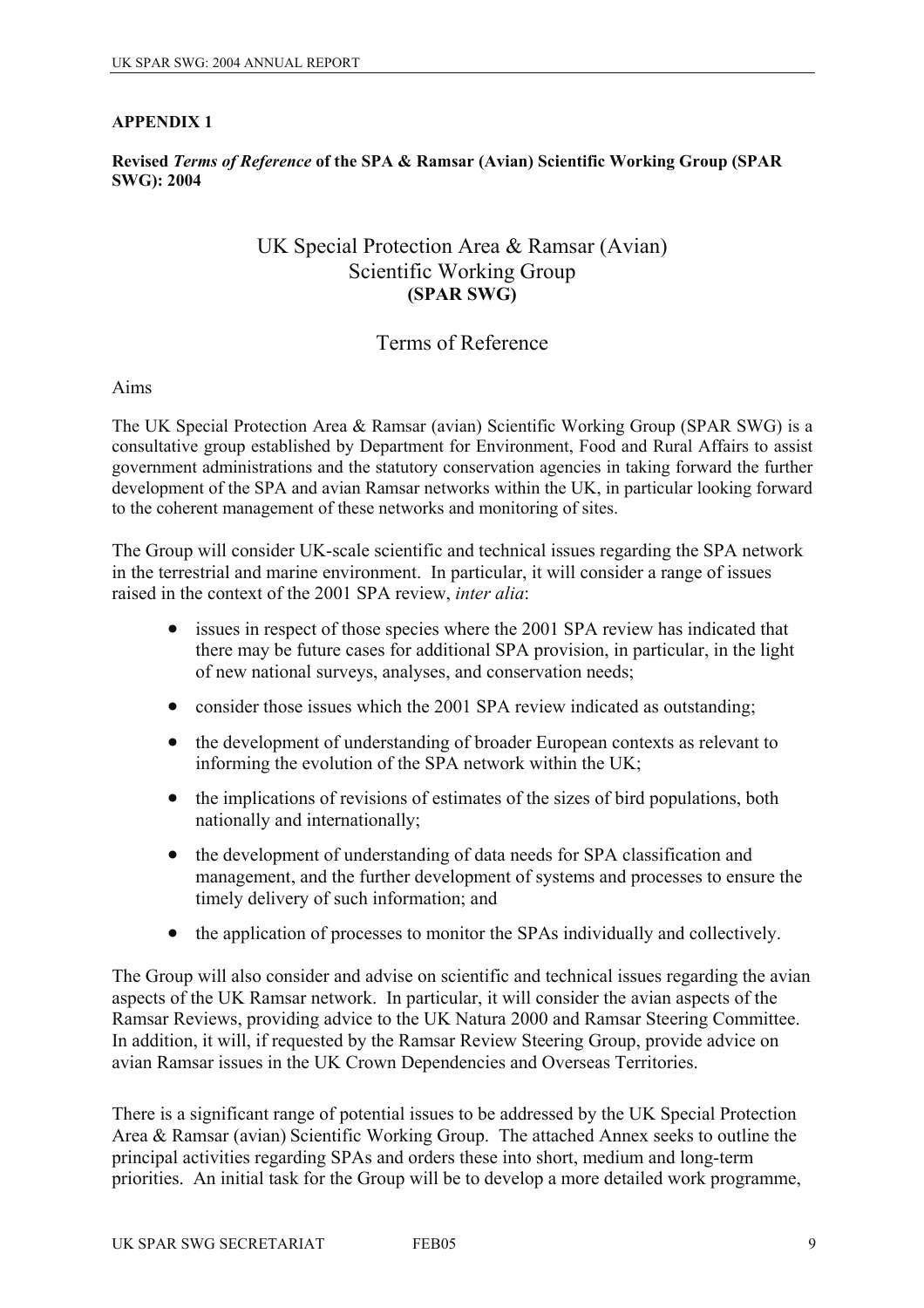**APPENDIX 1**

**Revised *Terms of Reference* of the SPA & Ramsar (Avian) Scientific Working Group (SPAR SWG): 2004**

# UK Special Protection Area & Ramsar (Avian) Scientific Working Group
**(SPAR SWG)**

## Terms of Reference

Aims

The UK Special Protection Area & Ramsar (avian) Scientific Working Group (SPAR SWG) is a consultative group established by Department for Environment, Food and Rural Affairs to assist government administrations and the statutory conservation agencies in taking forward the further development of the SPA and avian Ramsar networks within the UK, in particular looking forward to the coherent management of these networks and monitoring of sites.

The Group will consider UK-scale scientific and technical issues regarding the SPA network in the terrestrial and marine environment. In particular, it will consider a range of issues raised in the context of the 2001 SPA review, *inter alia*:

- issues in respect of those species where the 2001 SPA review has indicated that there may be future cases for additional SPA provision, in particular, in the light of new national surveys, analyses, and conservation needs;
- consider those issues which the 2001 SPA review indicated as outstanding;
- the development of understanding of broader European contexts as relevant to informing the evolution of the SPA network within the UK;
- the implications of revisions of estimates of the sizes of bird populations, both nationally and internationally;
- the development of understanding of data needs for SPA classification and management, and the further development of systems and processes to ensure the timely delivery of such information; and
- the application of processes to monitor the SPAs individually and collectively.

The Group will also consider and advise on scientific and technical issues regarding the avian aspects of the UK Ramsar network. In particular, it will consider the avian aspects of the Ramsar Reviews, providing advice to the UK Natura 2000 and Ramsar Steering Committee. In addition, it will, if requested by the Ramsar Review Steering Group, provide advice on avian Ramsar issues in the UK Crown Dependencies and Overseas Territories.

There is a significant range of potential issues to be addressed by the UK Special Protection Area & Ramsar (avian) Scientific Working Group. The attached Annex seeks to outline the principal activities regarding SPAs and orders these into short, medium and long-term priorities. An initial task for the Group will be to develop a more detailed work programme,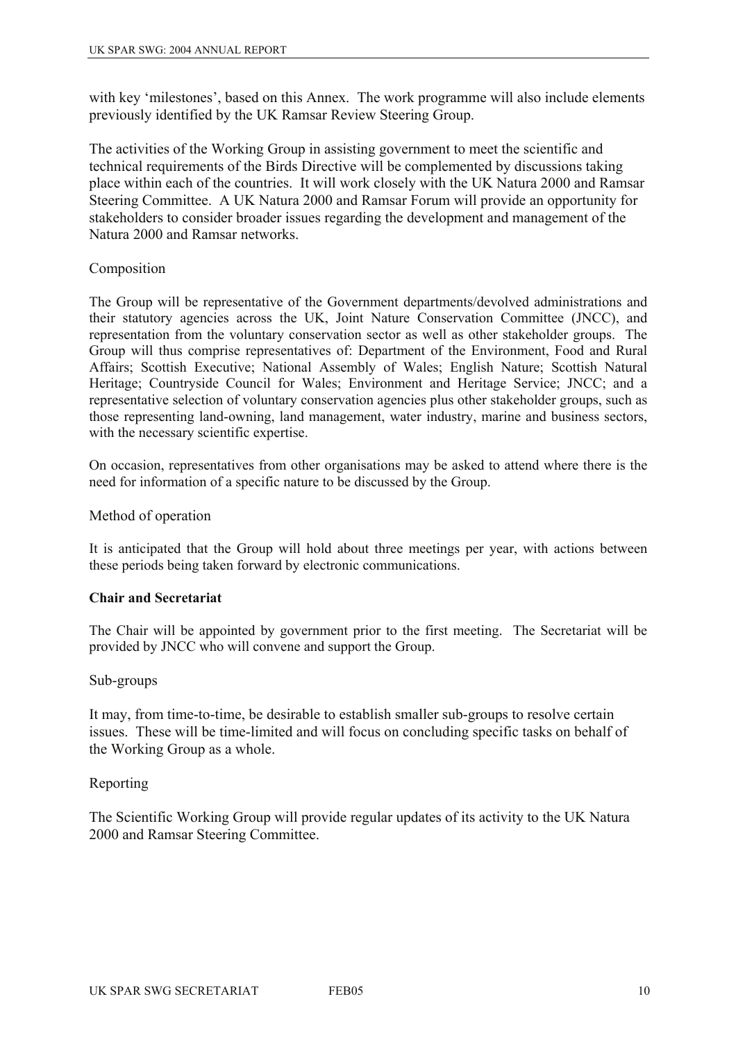with key 'milestones', based on this Annex. The work programme will also include elements previously identified by the UK Ramsar Review Steering Group.

The activities of the Working Group in assisting government to meet the scientific and technical requirements of the Birds Directive will be complemented by discussions taking place within each of the countries. It will work closely with the UK Natura 2000 and Ramsar Steering Committee. A UK Natura 2000 and Ramsar Forum will provide an opportunity for stakeholders to consider broader issues regarding the development and management of the Natura 2000 and Ramsar networks.

## Composition

The Group will be representative of the Government departments/devolved administrations and their statutory agencies across the UK, Joint Nature Conservation Committee (JNCC), and representation from the voluntary conservation sector as well as other stakeholder groups. The Group will thus comprise representatives of: Department of the Environment, Food and Rural Affairs; Scottish Executive; National Assembly of Wales; English Nature; Scottish Natural Heritage; Countryside Council for Wales; Environment and Heritage Service; JNCC; and a representative selection of voluntary conservation agencies plus other stakeholder groups, such as those representing land-owning, land management, water industry, marine and business sectors, with the necessary scientific expertise.

On occasion, representatives from other organisations may be asked to attend where there is the need for information of a specific nature to be discussed by the Group.

## Method of operation

It is anticipated that the Group will hold about three meetings per year, with actions between these periods being taken forward by electronic communications.

**Chair and Secretariat**

The Chair will be appointed by government prior to the first meeting. The Secretariat will be provided by JNCC who will convene and support the Group.

## Sub-groups

It may, from time-to-time, be desirable to establish smaller sub-groups to resolve certain issues. These will be time-limited and will focus on concluding specific tasks on behalf of the Working Group as a whole.

## Reporting

The Scientific Working Group will provide regular updates of its activity to the UK Natura 2000 and Ramsar Steering Committee.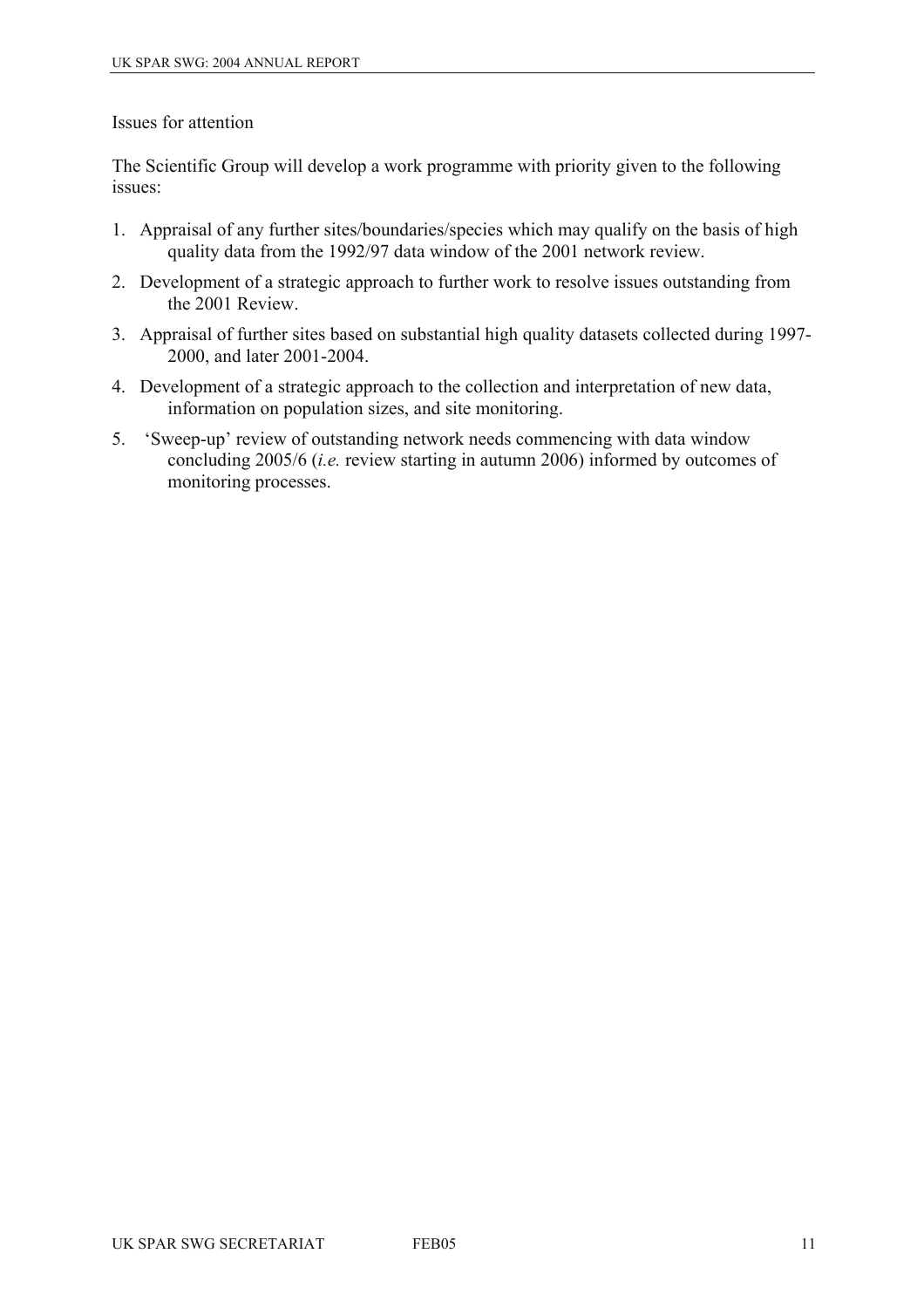Issues for attention

The Scientific Group will develop a work programme with priority given to the following issues:

1. Appraisal of any further sites/boundaries/species which may qualify on the basis of high quality data from the 1992/97 data window of the 2001 network review.
2. Development of a strategic approach to further work to resolve issues outstanding from the 2001 Review.
3. Appraisal of further sites based on substantial high quality datasets collected during 1997-2000, and later 2001-2004.
4. Development of a strategic approach to the collection and interpretation of new data, information on population sizes, and site monitoring.
5. 'Sweep-up' review of outstanding network needs commencing with data window concluding 2005/6 (*i.e.* review starting in autumn 2006) informed by outcomes of monitoring processes.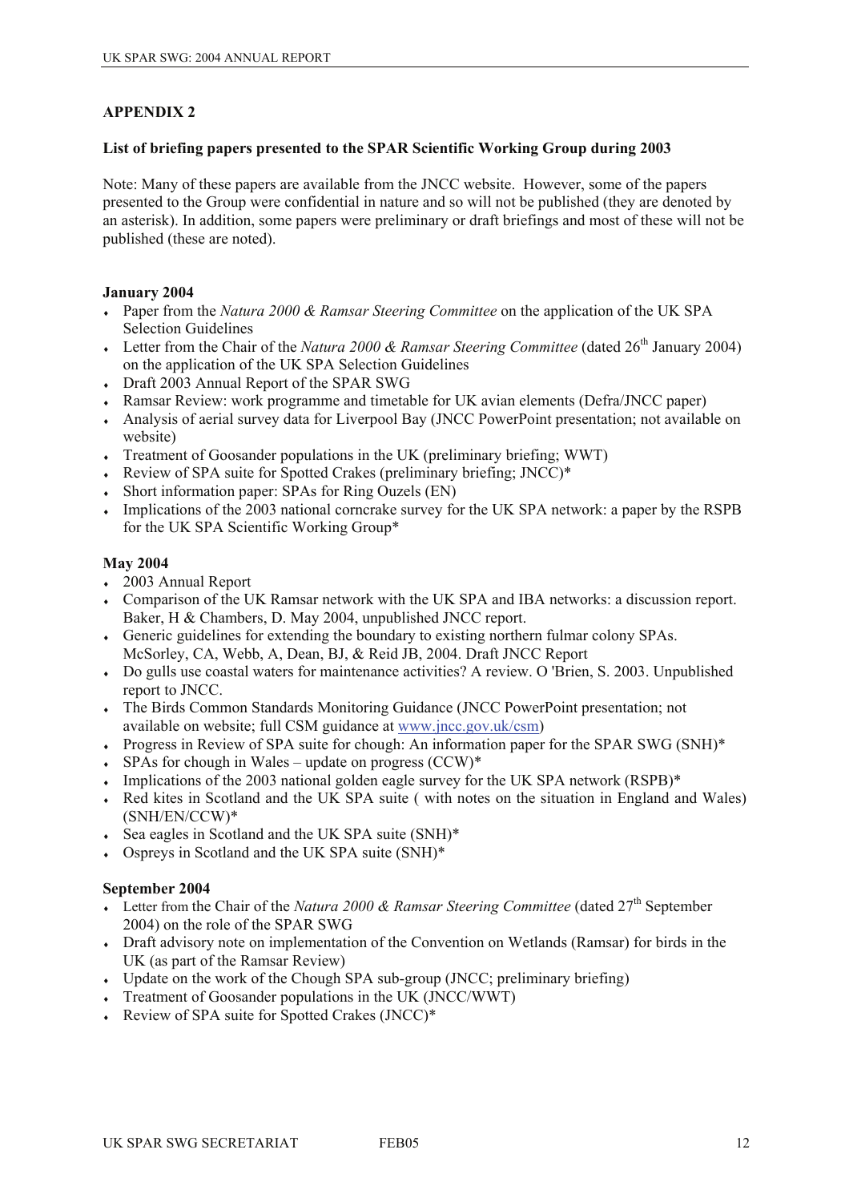## APPENDIX 2

### List of briefing papers presented to the SPAR Scientific Working Group during 2003

Note: Many of these papers are available from the JNCC website. However, some of the papers presented to the Group were confidential in nature and so will not be published (they are denoted by an asterisk). In addition, some papers were preliminary or draft briefings and most of these will not be published (these are noted).

**January 2004**

- Paper from the *Natura 2000 & Ramsar Steering Committee* on the application of the UK SPA Selection Guidelines
- Letter from the Chair of the *Natura 2000 & Ramsar Steering Committee* (dated 26th January 2004) on the application of the UK SPA Selection Guidelines
- Draft 2003 Annual Report of the SPAR SWG
- Ramsar Review: work programme and timetable for UK avian elements (Defra/JNCC paper)
- Analysis of aerial survey data for Liverpool Bay (JNCC PowerPoint presentation; not available on website)
- Treatment of Goosander populations in the UK (preliminary briefing; WWT)
- Review of SPA suite for Spotted Crakes (preliminary briefing; JNCC)*
- Short information paper: SPAs for Ring Ouzels (EN)
- Implications of the 2003 national corncrake survey for the UK SPA network: a paper by the RSPB for the UK SPA Scientific Working Group*

**May 2004**

- 2003 Annual Report
- Comparison of the UK Ramsar network with the UK SPA and IBA networks: a discussion report. Baker, H & Chambers, D. May 2004, unpublished JNCC report.
- Generic guidelines for extending the boundary to existing northern fulmar colony SPAs. McSorley, CA, Webb, A, Dean, BJ, & Reid JB, 2004. Draft JNCC Report
- Do gulls use coastal waters for maintenance activities? A review. O 'Brien, S. 2003. Unpublished report to JNCC.
- The Birds Common Standards Monitoring Guidance (JNCC PowerPoint presentation; not available on website; full CSM guidance at www.jncc.gov.uk/csm)
- Progress in Review of SPA suite for chough: An information paper for the SPAR SWG (SNH)*
- SPAs for chough in Wales – update on progress (CCW)*
- Implications of the 2003 national golden eagle survey for the UK SPA network (RSPB)*
- Red kites in Scotland and the UK SPA suite ( with notes on the situation in England and Wales) (SNH/EN/CCW)*
- Sea eagles in Scotland and the UK SPA suite (SNH)*
- Ospreys in Scotland and the UK SPA suite (SNH)*

**September 2004**

- Letter from the Chair of the *Natura 2000 & Ramsar Steering Committee* (dated 27th September 2004) on the role of the SPAR SWG
- Draft advisory note on implementation of the Convention on Wetlands (Ramsar) for birds in the UK (as part of the Ramsar Review)
- Update on the work of the Chough SPA sub-group (JNCC; preliminary briefing)
- Treatment of Goosander populations in the UK (JNCC/WWT)
- Review of SPA suite for Spotted Crakes (JNCC)*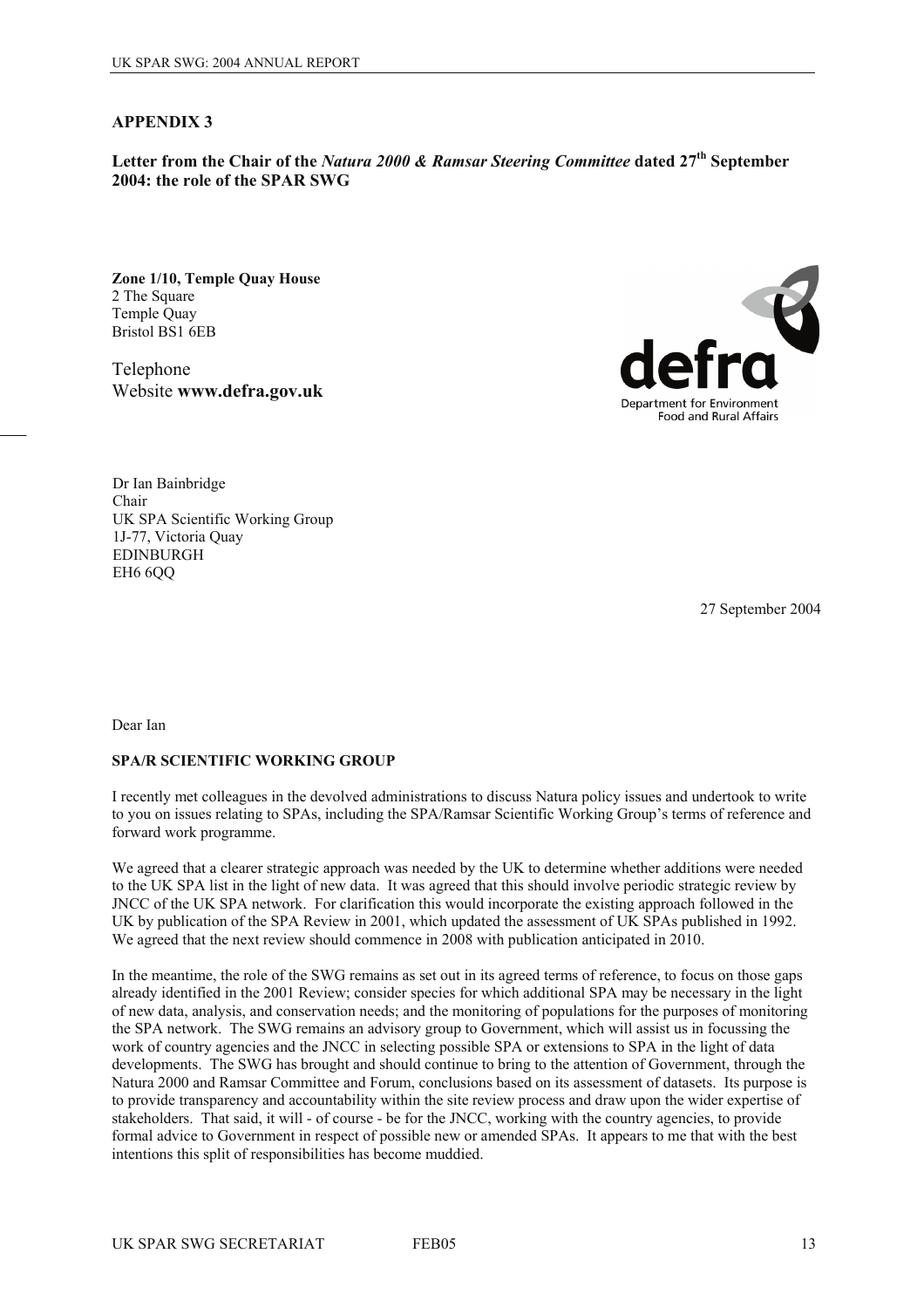## APPENDIX 3

**Letter from the Chair of the *Natura 2000 & Ramsar Steering Committee* dated 27th September 2004: the role of the SPAR SWG**

**Zone 1/10, Temple Quay House**
2 The Square
Temple Quay
Bristol BS1 6EB

Telephone
Website **www.defra.gov.uk**

defra
Department for Environment Food and Rural Affairs

Dr Ian Bainbridge
Chair
UK SPA Scientific Working Group
1J-77, Victoria Quay
EDINBURGH
EH6 6QQ

27 September 2004

Dear Ian

**SPA/R SCIENTIFIC WORKING GROUP**

I recently met colleagues in the devolved administrations to discuss Natura policy issues and undertook to write to you on issues relating to SPAs, including the SPA/Ramsar Scientific Working Group's terms of reference and forward work programme.

We agreed that a clearer strategic approach was needed by the UK to determine whether additions were needed to the UK SPA list in the light of new data. It was agreed that this should involve periodic strategic review by JNCC of the UK SPA network. For clarification this would incorporate the existing approach followed in the UK by publication of the SPA Review in 2001, which updated the assessment of UK SPAs published in 1992. We agreed that the next review should commence in 2008 with publication anticipated in 2010.

In the meantime, the role of the SWG remains as set out in its agreed terms of reference, to focus on those gaps already identified in the 2001 Review; consider species for which additional SPA may be necessary in the light of new data, analysis, and conservation needs; and the monitoring of populations for the purposes of monitoring the SPA network. The SWG remains an advisory group to Government, which will assist us in focussing the work of country agencies and the JNCC in selecting possible SPA or extensions to SPA in the light of data developments. The SWG has brought and should continue to bring to the attention of Government, through the Natura 2000 and Ramsar Committee and Forum, conclusions based on its assessment of datasets. Its purpose is to provide transparency and accountability within the site review process and draw upon the wider expertise of stakeholders. That said, it will - of course - be for the JNCC, working with the country agencies, to provide formal advice to Government in respect of possible new or amended SPAs. It appears to me that with the best intentions this split of responsibilities has become muddied.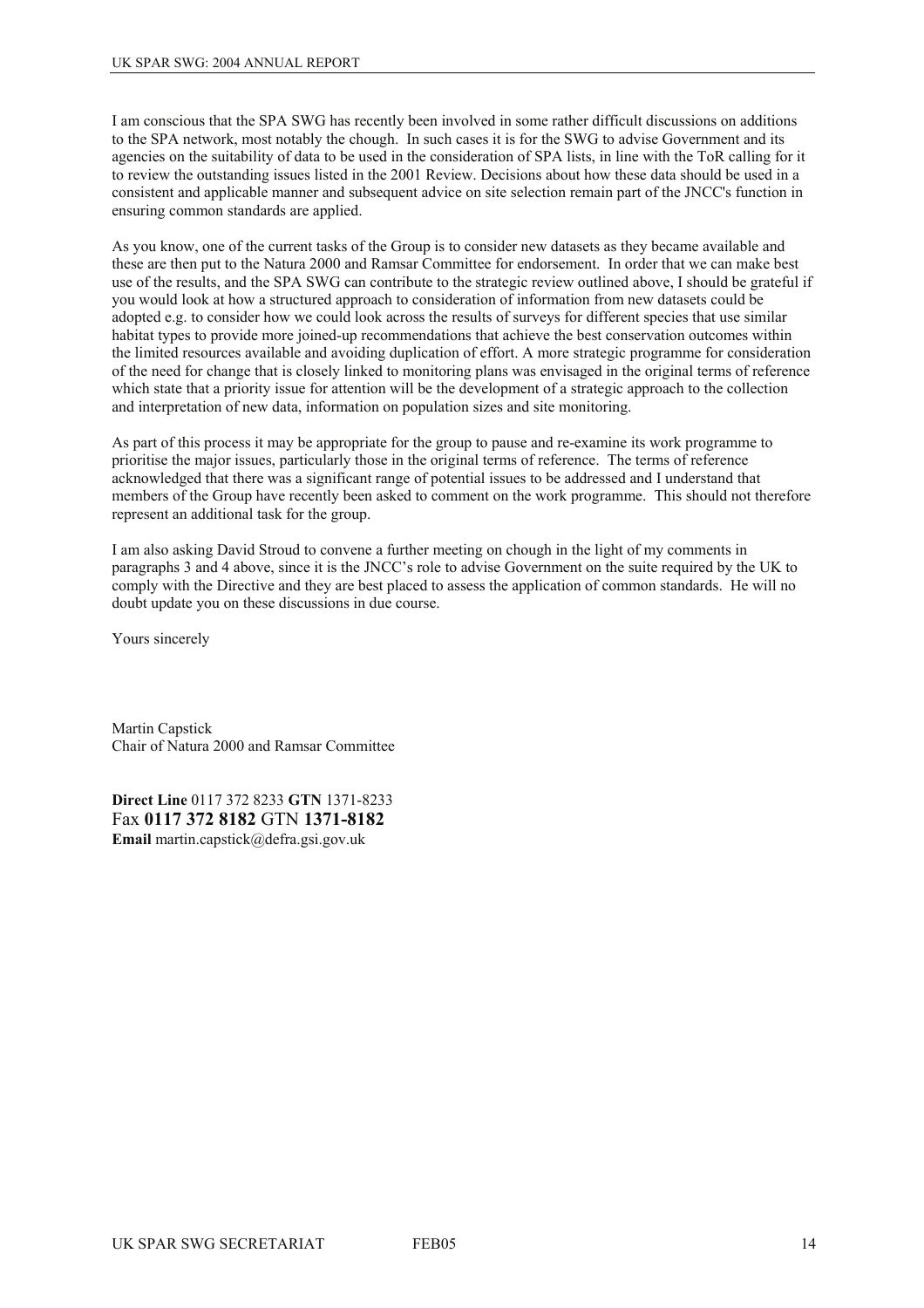I am conscious that the SPA SWG has recently been involved in some rather difficult discussions on additions to the SPA network, most notably the chough. In such cases it is for the SWG to advise Government and its agencies on the suitability of data to be used in the consideration of SPA lists, in line with the ToR calling for it to review the outstanding issues listed in the 2001 Review. Decisions about how these data should be used in a consistent and applicable manner and subsequent advice on site selection remain part of the JNCC's function in ensuring common standards are applied.

As you know, one of the current tasks of the Group is to consider new datasets as they became available and these are then put to the Natura 2000 and Ramsar Committee for endorsement. In order that we can make best use of the results, and the SPA SWG can contribute to the strategic review outlined above, I should be grateful if you would look at how a structured approach to consideration of information from new datasets could be adopted e.g. to consider how we could look across the results of surveys for different species that use similar habitat types to provide more joined-up recommendations that achieve the best conservation outcomes within the limited resources available and avoiding duplication of effort. A more strategic programme for consideration of the need for change that is closely linked to monitoring plans was envisaged in the original terms of reference which state that a priority issue for attention will be the development of a strategic approach to the collection and interpretation of new data, information on population sizes and site monitoring.

As part of this process it may be appropriate for the group to pause and re-examine its work programme to prioritise the major issues, particularly those in the original terms of reference. The terms of reference acknowledged that there was a significant range of potential issues to be addressed and I understand that members of the Group have recently been asked to comment on the work programme. This should not therefore represent an additional task for the group.

I am also asking David Stroud to convene a further meeting on chough in the light of my comments in paragraphs 3 and 4 above, since it is the JNCC's role to advise Government on the suite required by the UK to comply with the Directive and they are best placed to assess the application of common standards. He will no doubt update you on these discussions in due course.

Yours sincerely

Martin Capstick
Chair of Natura 2000 and Ramsar Committee

**Direct Line** 0117 372 8233 **GTN** 1371-8233
Fax **0117 372 8182** GTN **1371-8182**
**Email** martin.capstick@defra.gsi.gov.uk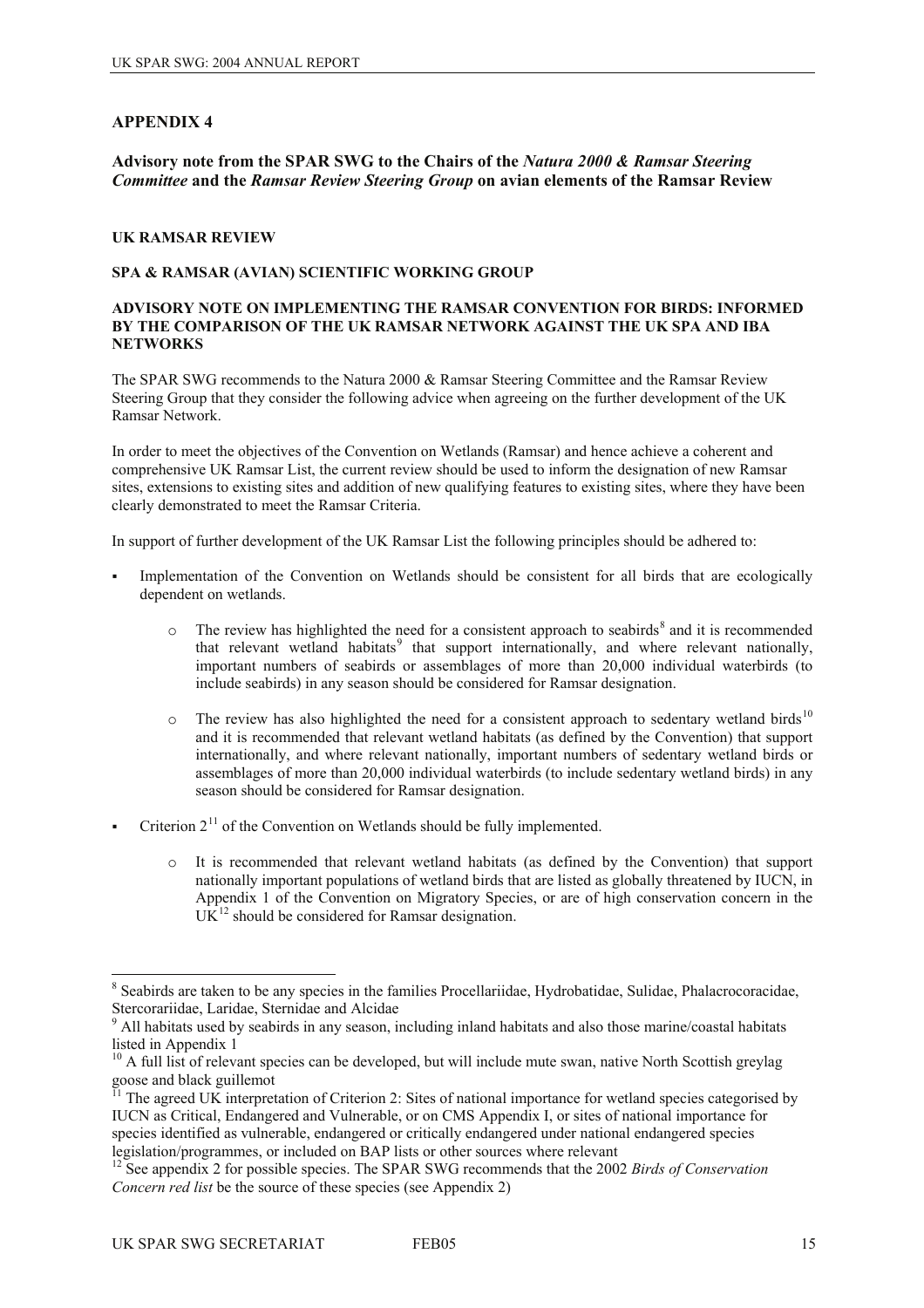## APPENDIX 4

### Advisory note from the SPAR SWG to the Chairs of the *Natura 2000 & Ramsar Steering Committee* and the *Ramsar Review Steering Group* on avian elements of the Ramsar Review

**UK RAMSAR REVIEW**

**SPA & RAMSAR (AVIAN) SCIENTIFIC WORKING GROUP**

**ADVISORY NOTE ON IMPLEMENTING THE RAMSAR CONVENTION FOR BIRDS: INFORMED BY THE COMPARISON OF THE UK RAMSAR NETWORK AGAINST THE UK SPA AND IBA NETWORKS**

The SPAR SWG recommends to the Natura 2000 & Ramsar Steering Committee and the Ramsar Review Steering Group that they consider the following advice when agreeing on the further development of the UK Ramsar Network.

In order to meet the objectives of the Convention on Wetlands (Ramsar) and hence achieve a coherent and comprehensive UK Ramsar List, the current review should be used to inform the designation of new Ramsar sites, extensions to existing sites and addition of new qualifying features to existing sites, where they have been clearly demonstrated to meet the Ramsar Criteria.

In support of further development of the UK Ramsar List the following principles should be adhered to:

- Implementation of the Convention on Wetlands should be consistent for all birds that are ecologically dependent on wetlands.
  - The review has highlighted the need for a consistent approach to seabirds[8] and it is recommended that relevant wetland habitats[9] that support internationally, and where relevant nationally, important numbers of seabirds or assemblages of more than 20,000 individual waterbirds (to include seabirds) in any season should be considered for Ramsar designation.
  - The review has also highlighted the need for a consistent approach to sedentary wetland birds[10] and it is recommended that relevant wetland habitats (as defined by the Convention) that support internationally, and where relevant nationally, important numbers of sedentary wetland birds or assemblages of more than 20,000 individual waterbirds (to include sedentary wetland birds) in any season should be considered for Ramsar designation.
- Criterion 2[11] of the Convention on Wetlands should be fully implemented.
  - It is recommended that relevant wetland habitats (as defined by the Convention) that support nationally important populations of wetland birds that are listed as globally threatened by IUCN, in Appendix 1 of the Convention on Migratory Species, or are of high conservation concern in the UK[12] should be considered for Ramsar designation.

---

[8] Seabirds are taken to be any species in the families Procellariidae, Hydrobatidae, Sulidae, Phalacrocoracidae, Stercorariidae, Laridae, Sternidae and Alcidae

[9] All habitats used by seabirds in any season, including inland habitats and also those marine/coastal habitats listed in Appendix 1

[10] A full list of relevant species can be developed, but will include mute swan, native North Scottish greylag goose and black guillemot

[11] The agreed UK interpretation of Criterion 2: Sites of national importance for wetland species categorised by IUCN as Critical, Endangered and Vulnerable, or on CMS Appendix I, or sites of national importance for species identified as vulnerable, endangered or critically endangered under national endangered species legislation/programmes, or included on BAP lists or other sources where relevant

[12] See appendix 2 for possible species. The SPAR SWG recommends that the 2002 *Birds of Conservation Concern red list* be the source of these species (see Appendix 2)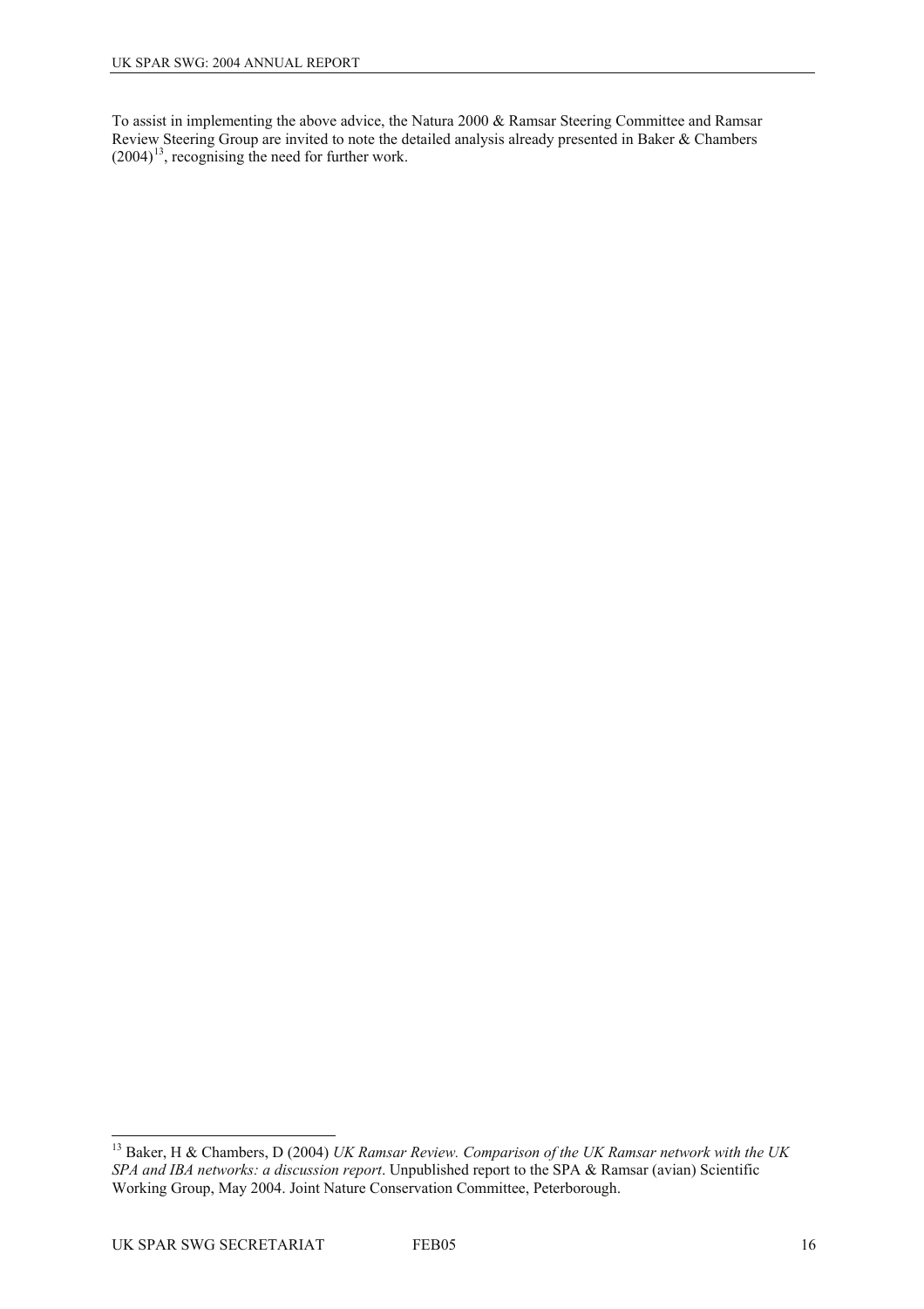To assist in implementing the above advice, the Natura 2000 & Ramsar Steering Committee and Ramsar Review Steering Group are invited to note the detailed analysis already presented in Baker & Chambers (2004)[13], recognising the need for further work.

---

[13] Baker, H & Chambers, D (2004) *UK Ramsar Review. Comparison of the UK Ramsar network with the UK SPA and IBA networks: a discussion report*. Unpublished report to the SPA & Ramsar (avian) Scientific Working Group, May 2004. Joint Nature Conservation Committee, Peterborough.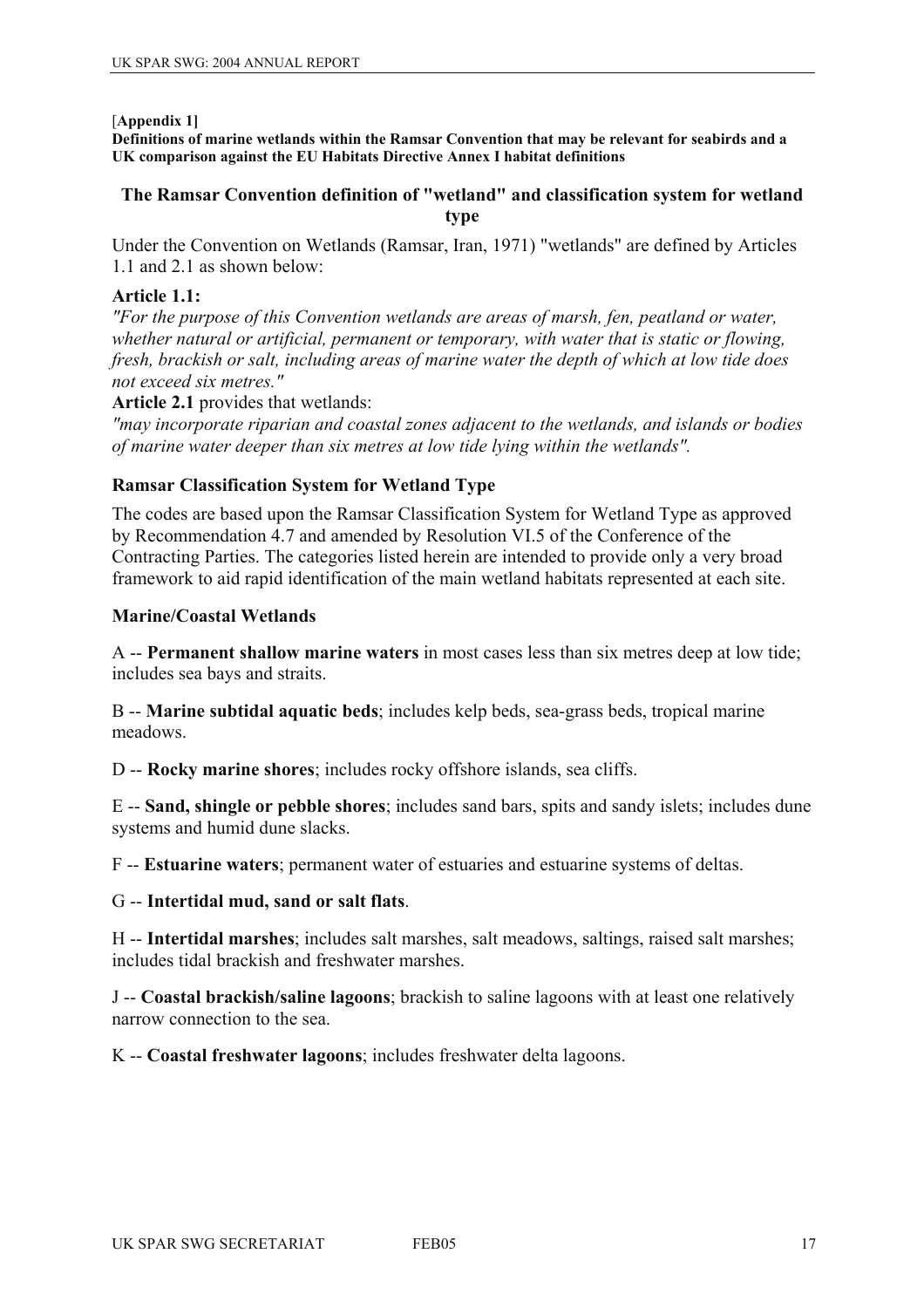**[Appendix 1]**

**Definitions of marine wetlands within the Ramsar Convention that may be relevant for seabirds and a UK comparison against the EU Habitats Directive Annex I habitat definitions**

## The Ramsar Convention definition of "wetland" and classification system for wetland type

Under the Convention on Wetlands (Ramsar, Iran, 1971) "wetlands" are defined by Articles 1.1 and 2.1 as shown below:

**Article 1.1:**

*"For the purpose of this Convention wetlands are areas of marsh, fen, peatland or water, whether natural or artificial, permanent or temporary, with water that is static or flowing, fresh, brackish or salt, including areas of marine water the depth of which at low tide does not exceed six metres."*

**Article 2.1** provides that wetlands:

*"may incorporate riparian and coastal zones adjacent to the wetlands, and islands or bodies of marine water deeper than six metres at low tide lying within the wetlands".*

### Ramsar Classification System for Wetland Type

The codes are based upon the Ramsar Classification System for Wetland Type as approved by Recommendation 4.7 and amended by Resolution VI.5 of the Conference of the Contracting Parties. The categories listed herein are intended to provide only a very broad framework to aid rapid identification of the main wetland habitats represented at each site.

### Marine/Coastal Wetlands

A -- **Permanent shallow marine waters** in most cases less than six metres deep at low tide; includes sea bays and straits.

B -- **Marine subtidal aquatic beds**; includes kelp beds, sea-grass beds, tropical marine meadows.

D -- **Rocky marine shores**; includes rocky offshore islands, sea cliffs.

E -- **Sand, shingle or pebble shores**; includes sand bars, spits and sandy islets; includes dune systems and humid dune slacks.

F -- **Estuarine waters**; permanent water of estuaries and estuarine systems of deltas.

G -- **Intertidal mud, sand or salt flats**.

H -- **Intertidal marshes**; includes salt marshes, salt meadows, saltings, raised salt marshes; includes tidal brackish and freshwater marshes.

J -- **Coastal brackish/saline lagoons**; brackish to saline lagoons with at least one relatively narrow connection to the sea.

K -- **Coastal freshwater lagoons**; includes freshwater delta lagoons.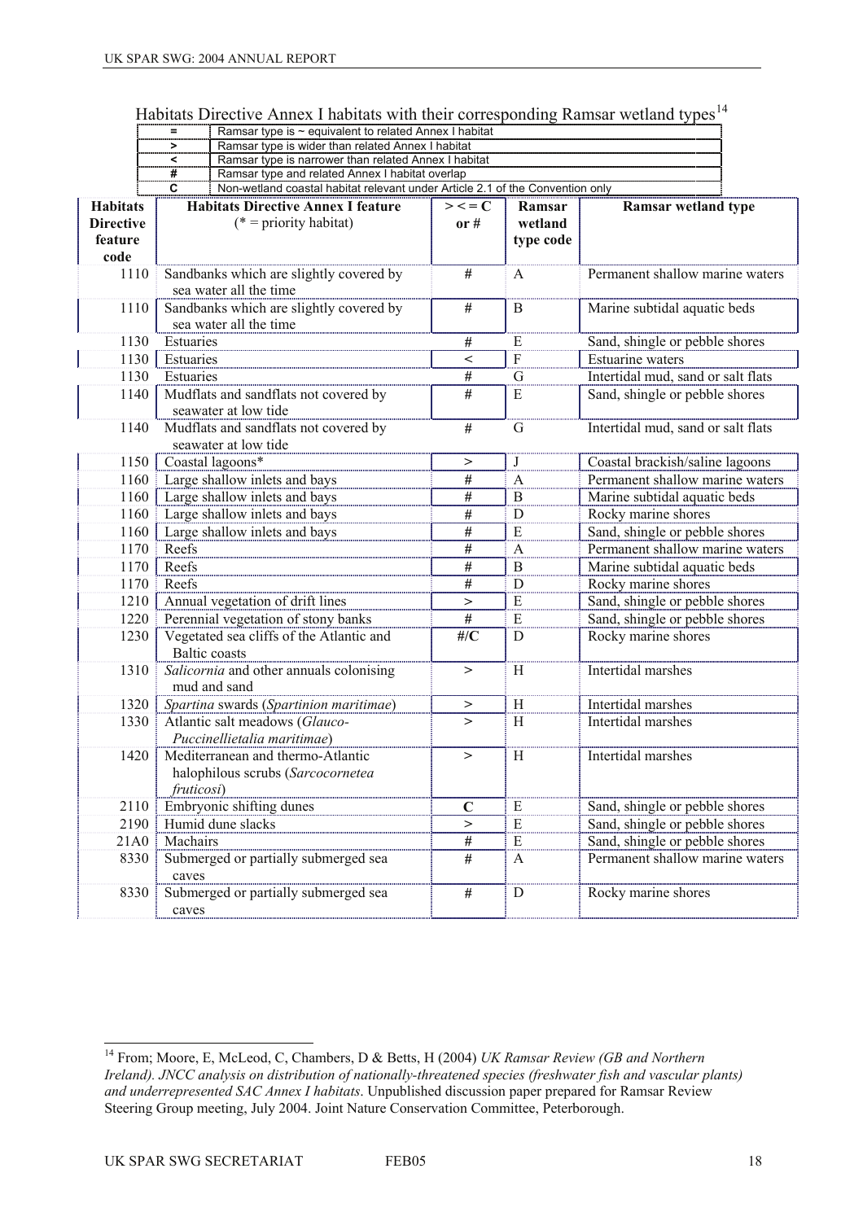Habitats Directive Annex I habitats with their corresponding Ramsar wetland types[14]

| | |
|---|---|
| = | Ramsar type is ~ equivalent to related Annex I habitat |
| > | Ramsar type is wider than related Annex I habitat |
| < | Ramsar type is narrower than related Annex I habitat |
| # | Ramsar type and related Annex I habitat overlap |
| C | Non-wetland coastal habitat relevant under Article 2.1 of the Convention only |

| Habitats Directive feature code | Habitats Directive Annex I feature (* = priority habitat) | > < = C or # | Ramsar wetland type code | Ramsar wetland type |
|---|---|---|---|---|
| 1110 | Sandbanks which are slightly covered by sea water all the time | # | A | Permanent shallow marine waters |
| 1110 | Sandbanks which are slightly covered by sea water all the time | # | B | Marine subtidal aquatic beds |
| 1130 | Estuaries | # | E | Sand, shingle or pebble shores |
| 1130 | Estuaries | < | F | Estuarine waters |
| 1130 | Estuaries | # | G | Intertidal mud, sand or salt flats |
| 1140 | Mudflats and sandflats not covered by seawater at low tide | # | E | Sand, shingle or pebble shores |
| 1140 | Mudflats and sandflats not covered by seawater at low tide | # | G | Intertidal mud, sand or salt flats |
| 1150 | Coastal lagoons* | > | J | Coastal brackish/saline lagoons |
| 1160 | Large shallow inlets and bays | # | A | Permanent shallow marine waters |
| 1160 | Large shallow inlets and bays | # | B | Marine subtidal aquatic beds |
| 1160 | Large shallow inlets and bays | # | D | Rocky marine shores |
| 1160 | Large shallow inlets and bays | # | E | Sand, shingle or pebble shores |
| 1170 | Reefs | # | A | Permanent shallow marine waters |
| 1170 | Reefs | # | B | Marine subtidal aquatic beds |
| 1170 | Reefs | # | D | Rocky marine shores |
| 1210 | Annual vegetation of drift lines | > | E | Sand, shingle or pebble shores |
| 1220 | Perennial vegetation of stony banks | # | E | Sand, shingle or pebble shores |
| 1230 | Vegetated sea cliffs of the Atlantic and Baltic coasts | #/C | D | Rocky marine shores |
| 1310 | *Salicornia* and other annuals colonising mud and sand | > | H | Intertidal marshes |
| 1320 | *Spartina* swards (*Spartinion maritimae*) | > | H | Intertidal marshes |
| 1330 | Atlantic salt meadows (*Glauco-Puccinellietalia maritimae*) | > | H | Intertidal marshes |
| 1420 | Mediterranean and thermo-Atlantic halophilous scrubs (*Sarcocornetea fruticosi*) | > | H | Intertidal marshes |
| 2110 | Embryonic shifting dunes | C | E | Sand, shingle or pebble shores |
| 2190 | Humid dune slacks | > | E | Sand, shingle or pebble shores |
| 21A0 | Machairs | # | E | Sand, shingle or pebble shores |
| 8330 | Submerged or partially submerged sea caves | # | A | Permanent shallow marine waters |
| 8330 | Submerged or partially submerged sea caves | # | D | Rocky marine shores |

[14] From; Moore, E, McLeod, C, Chambers, D & Betts, H (2004) *UK Ramsar Review (GB and Northern Ireland). JNCC analysis on distribution of nationally-threatened species (freshwater fish and vascular plants) and underrepresented SAC Annex I habitats*. Unpublished discussion paper prepared for Ramsar Review Steering Group meeting, July 2004. Joint Nature Conservation Committee, Peterborough.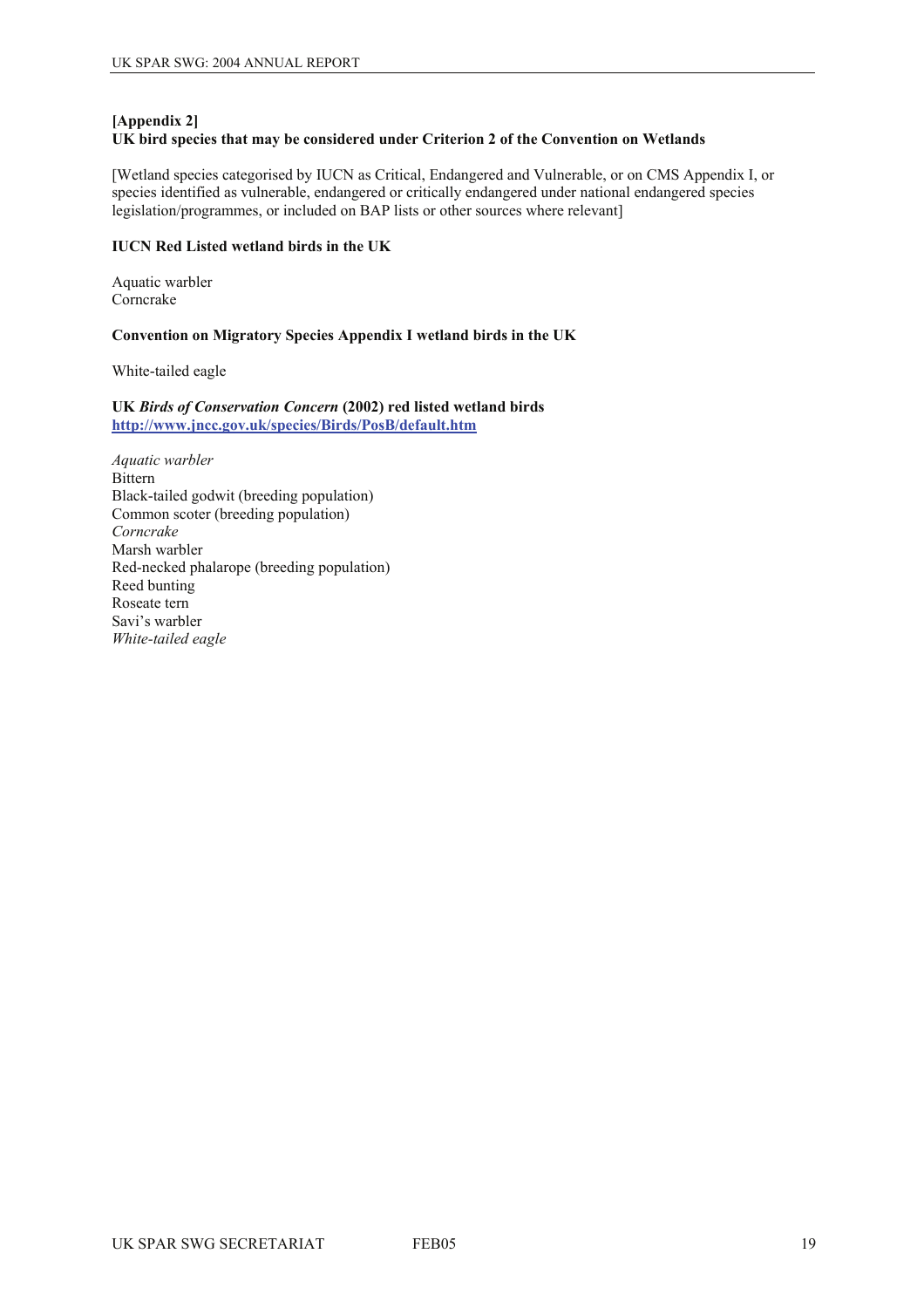**[Appendix 2]**
**UK bird species that may be considered under Criterion 2 of the Convention on Wetlands**

[Wetland species categorised by IUCN as Critical, Endangered and Vulnerable, or on CMS Appendix I, or species identified as vulnerable, endangered or critically endangered under national endangered species legislation/programmes, or included on BAP lists or other sources where relevant]

**IUCN Red Listed wetland birds in the UK**

Aquatic warbler
Corncrake

**Convention on Migratory Species Appendix I wetland birds in the UK**

White-tailed eagle

**UK *Birds of Conservation Concern* (2002) red listed wetland birds**
**http://www.jncc.gov.uk/species/Birds/PosB/default.htm**

*Aquatic warbler*
Bittern
Black-tailed godwit (breeding population)
Common scoter (breeding population)
*Corncrake*
Marsh warbler
Red-necked phalarope (breeding population)
Reed bunting
Roseate tern
Savi's warbler
*White-tailed eagle*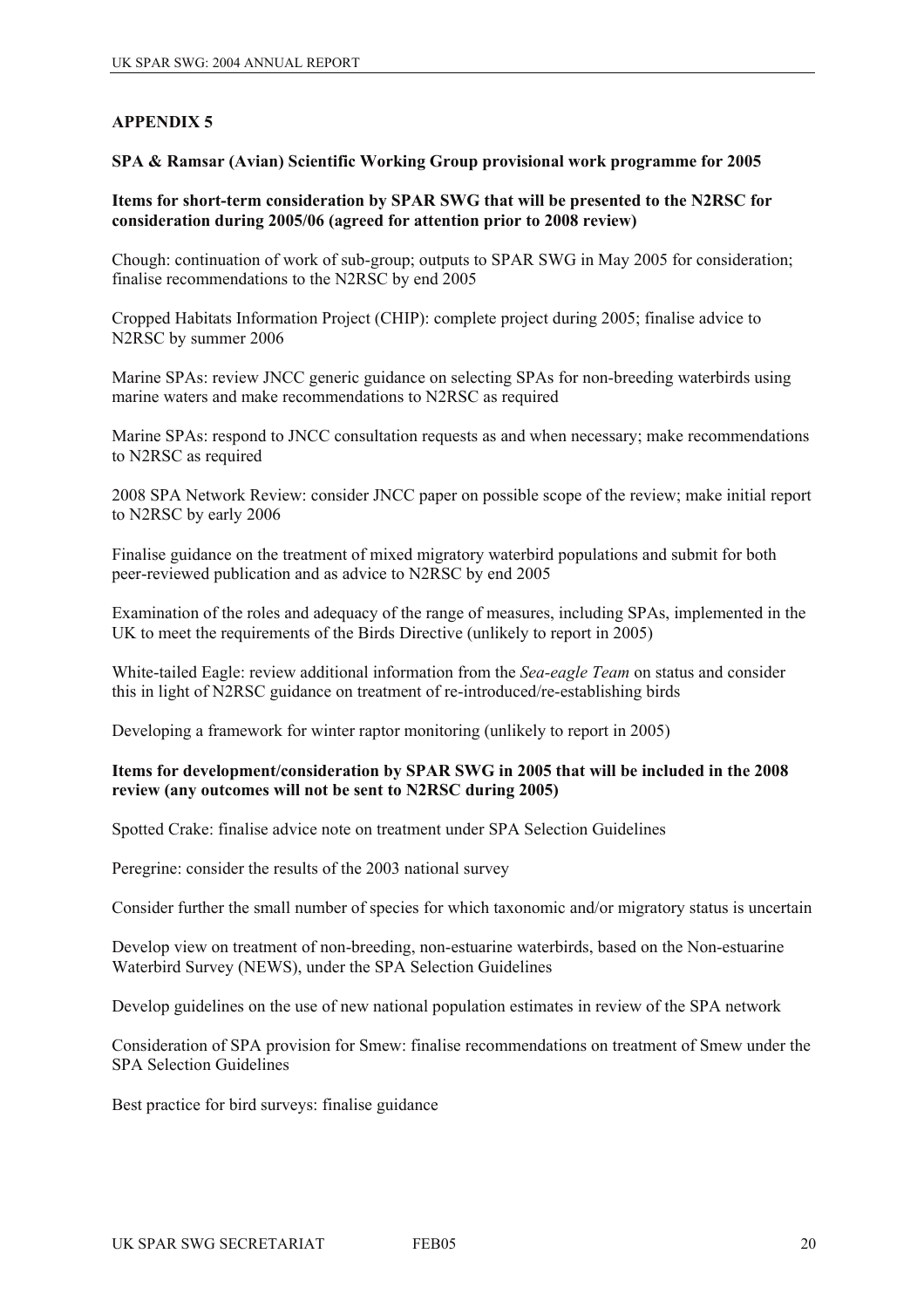## APPENDIX 5

### SPA & Ramsar (Avian) Scientific Working Group provisional work programme for 2005

**Items for short-term consideration by SPAR SWG that will be presented to the N2RSC for consideration during 2005/06 (agreed for attention prior to 2008 review)**

Chough: continuation of work of sub-group; outputs to SPAR SWG in May 2005 for consideration; finalise recommendations to the N2RSC by end 2005

Cropped Habitats Information Project (CHIP): complete project during 2005; finalise advice to N2RSC by summer 2006

Marine SPAs: review JNCC generic guidance on selecting SPAs for non-breeding waterbirds using marine waters and make recommendations to N2RSC as required

Marine SPAs: respond to JNCC consultation requests as and when necessary; make recommendations to N2RSC as required

2008 SPA Network Review: consider JNCC paper on possible scope of the review; make initial report to N2RSC by early 2006

Finalise guidance on the treatment of mixed migratory waterbird populations and submit for both peer-reviewed publication and as advice to N2RSC by end 2005

Examination of the roles and adequacy of the range of measures, including SPAs, implemented in the UK to meet the requirements of the Birds Directive (unlikely to report in 2005)

White-tailed Eagle: review additional information from the *Sea-eagle Team* on status and consider this in light of N2RSC guidance on treatment of re-introduced/re-establishing birds

Developing a framework for winter raptor monitoring (unlikely to report in 2005)

**Items for development/consideration by SPAR SWG in 2005 that will be included in the 2008 review (any outcomes will not be sent to N2RSC during 2005)**

Spotted Crake: finalise advice note on treatment under SPA Selection Guidelines

Peregrine: consider the results of the 2003 national survey

Consider further the small number of species for which taxonomic and/or migratory status is uncertain

Develop view on treatment of non-breeding, non-estuarine waterbirds, based on the Non-estuarine Waterbird Survey (NEWS), under the SPA Selection Guidelines

Develop guidelines on the use of new national population estimates in review of the SPA network

Consideration of SPA provision for Smew: finalise recommendations on treatment of Smew under the SPA Selection Guidelines

Best practice for bird surveys: finalise guidance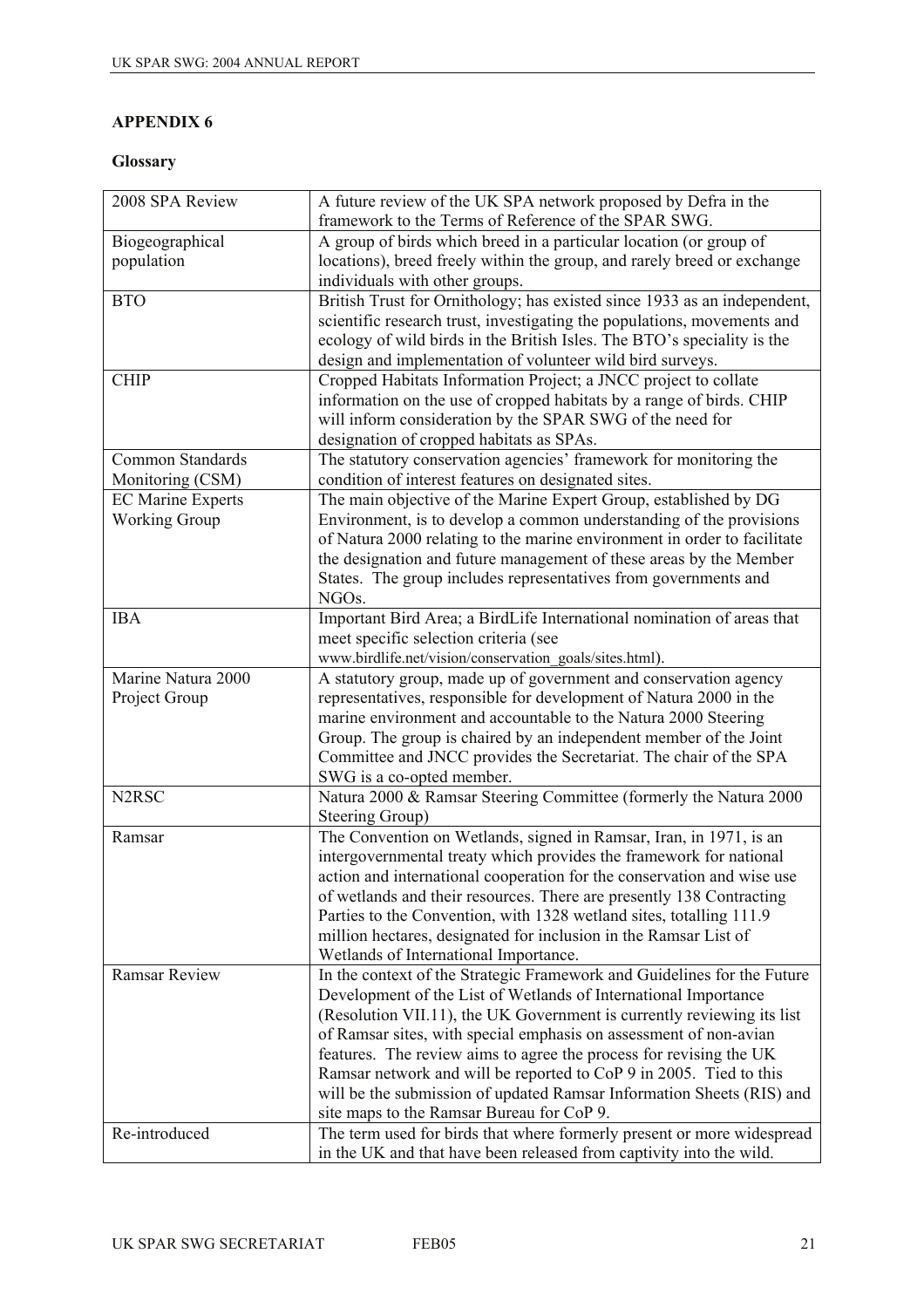## APPENDIX 6

### Glossary

| | |
|---|---|
| 2008 SPA Review | A future review of the UK SPA network proposed by Defra in the framework to the Terms of Reference of the SPAR SWG. |
| Biogeographical population | A group of birds which breed in a particular location (or group of locations), breed freely within the group, and rarely breed or exchange individuals with other groups. |
| BTO | British Trust for Ornithology; has existed since 1933 as an independent, scientific research trust, investigating the populations, movements and ecology of wild birds in the British Isles. The BTO's speciality is the design and implementation of volunteer wild bird surveys. |
| CHIP | Cropped Habitats Information Project; a JNCC project to collate information on the use of cropped habitats by a range of birds. CHIP will inform consideration by the SPAR SWG of the need for designation of cropped habitats as SPAs. |
| Common Standards Monitoring (CSM) | The statutory conservation agencies' framework for monitoring the condition of interest features on designated sites. |
| EC Marine Experts Working Group | The main objective of the Marine Expert Group, established by DG Environment, is to develop a common understanding of the provisions of Natura 2000 relating to the marine environment in order to facilitate the designation and future management of these areas by the Member States. The group includes representatives from governments and NGOs. |
| IBA | Important Bird Area; a BirdLife International nomination of areas that meet specific selection criteria (see www.birdlife.net/vision/conservation_goals/sites.html). |
| Marine Natura 2000 Project Group | A statutory group, made up of government and conservation agency representatives, responsible for development of Natura 2000 in the marine environment and accountable to the Natura 2000 Steering Group. The group is chaired by an independent member of the Joint Committee and JNCC provides the Secretariat. The chair of the SPA SWG is a co-opted member. |
| N2RSC | Natura 2000 & Ramsar Steering Committee (formerly the Natura 2000 Steering Group) |
| Ramsar | The Convention on Wetlands, signed in Ramsar, Iran, in 1971, is an intergovernmental treaty which provides the framework for national action and international cooperation for the conservation and wise use of wetlands and their resources. There are presently 138 Contracting Parties to the Convention, with 1328 wetland sites, totalling 111.9 million hectares, designated for inclusion in the Ramsar List of Wetlands of International Importance. |
| Ramsar Review | In the context of the Strategic Framework and Guidelines for the Future Development of the List of Wetlands of International Importance (Resolution VII.11), the UK Government is currently reviewing its list of Ramsar sites, with special emphasis on assessment of non-avian features. The review aims to agree the process for revising the UK Ramsar network and will be reported to CoP 9 in 2005. Tied to this will be the submission of updated Ramsar Information Sheets (RIS) and site maps to the Ramsar Bureau for CoP 9. |
| Re-introduced | The term used for birds that where formerly present or more widespread in the UK and that have been released from captivity into the wild. |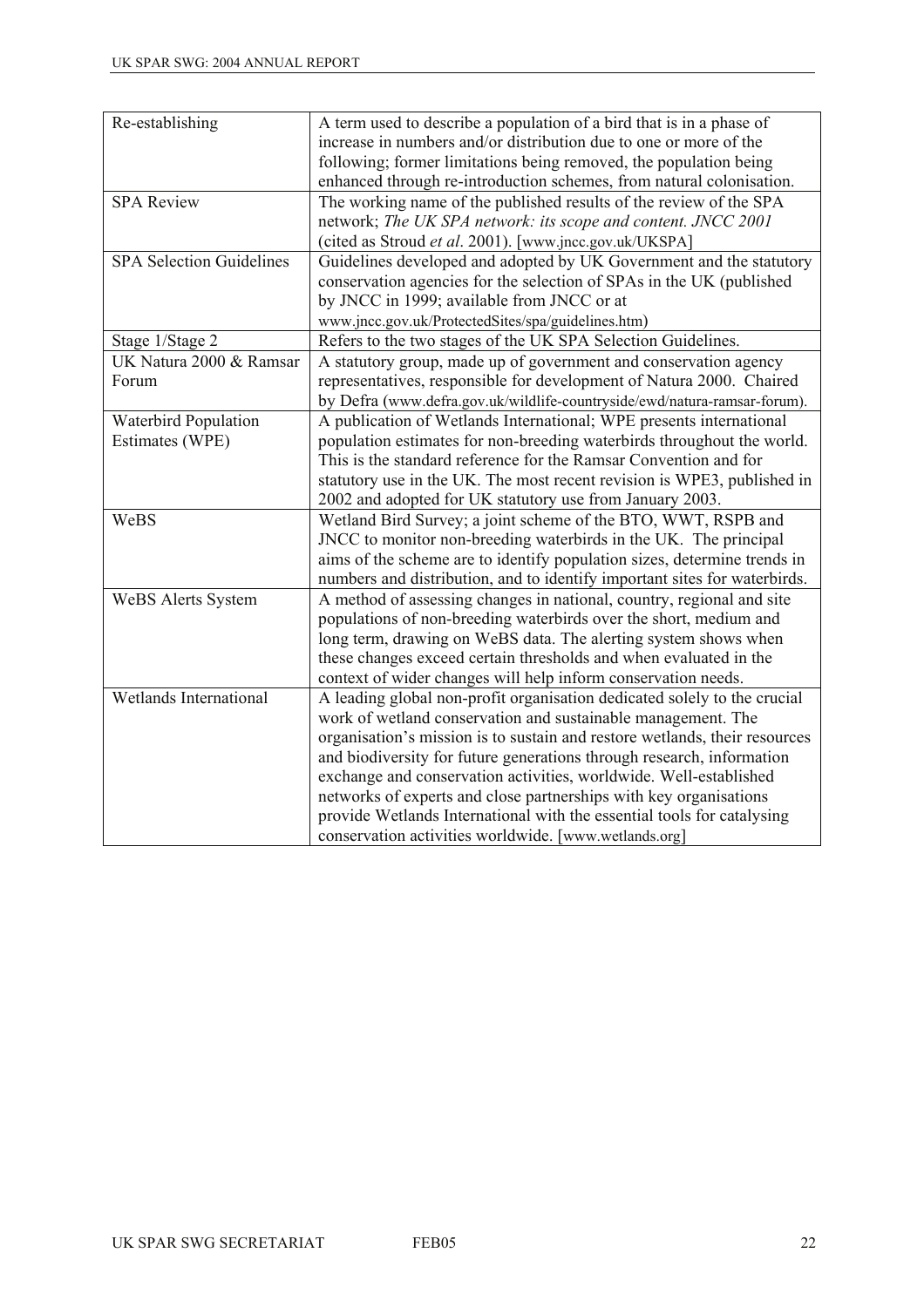| | |
|---|---|
| Re-establishing | A term used to describe a population of a bird that is in a phase of increase in numbers and/or distribution due to one or more of the following; former limitations being removed, the population being enhanced through re-introduction schemes, from natural colonisation. |
| SPA Review | The working name of the published results of the review of the SPA network; *The UK SPA network: its scope and content. JNCC 2001* (cited as Stroud *et al*. 2001). [www.jncc.gov.uk/UKSPA] |
| SPA Selection Guidelines | Guidelines developed and adopted by UK Government and the statutory conservation agencies for the selection of SPAs in the UK (published by JNCC in 1999; available from JNCC or at www.jncc.gov.uk/ProtectedSites/spa/guidelines.htm) |
| Stage 1/Stage 2 | Refers to the two stages of the UK SPA Selection Guidelines. |
| UK Natura 2000 & Ramsar Forum | A statutory group, made up of government and conservation agency representatives, responsible for development of Natura 2000. Chaired by Defra (www.defra.gov.uk/wildlife-countryside/ewd/natura-ramsar-forum). |
| Waterbird Population Estimates (WPE) | A publication of Wetlands International; WPE presents international population estimates for non-breeding waterbirds throughout the world. This is the standard reference for the Ramsar Convention and for statutory use in the UK. The most recent revision is WPE3, published in 2002 and adopted for UK statutory use from January 2003. |
| WeBS | Wetland Bird Survey; a joint scheme of the BTO, WWT, RSPB and JNCC to monitor non-breeding waterbirds in the UK. The principal aims of the scheme are to identify population sizes, determine trends in numbers and distribution, and to identify important sites for waterbirds. |
| WeBS Alerts System | A method of assessing changes in national, country, regional and site populations of non-breeding waterbirds over the short, medium and long term, drawing on WeBS data. The alerting system shows when these changes exceed certain thresholds and when evaluated in the context of wider changes will help inform conservation needs. |
| Wetlands International | A leading global non-profit organisation dedicated solely to the crucial work of wetland conservation and sustainable management. The organisation's mission is to sustain and restore wetlands, their resources and biodiversity for future generations through research, information exchange and conservation activities, worldwide. Well-established networks of experts and close partnerships with key organisations provide Wetlands International with the essential tools for catalysing conservation activities worldwide. [www.wetlands.org] |